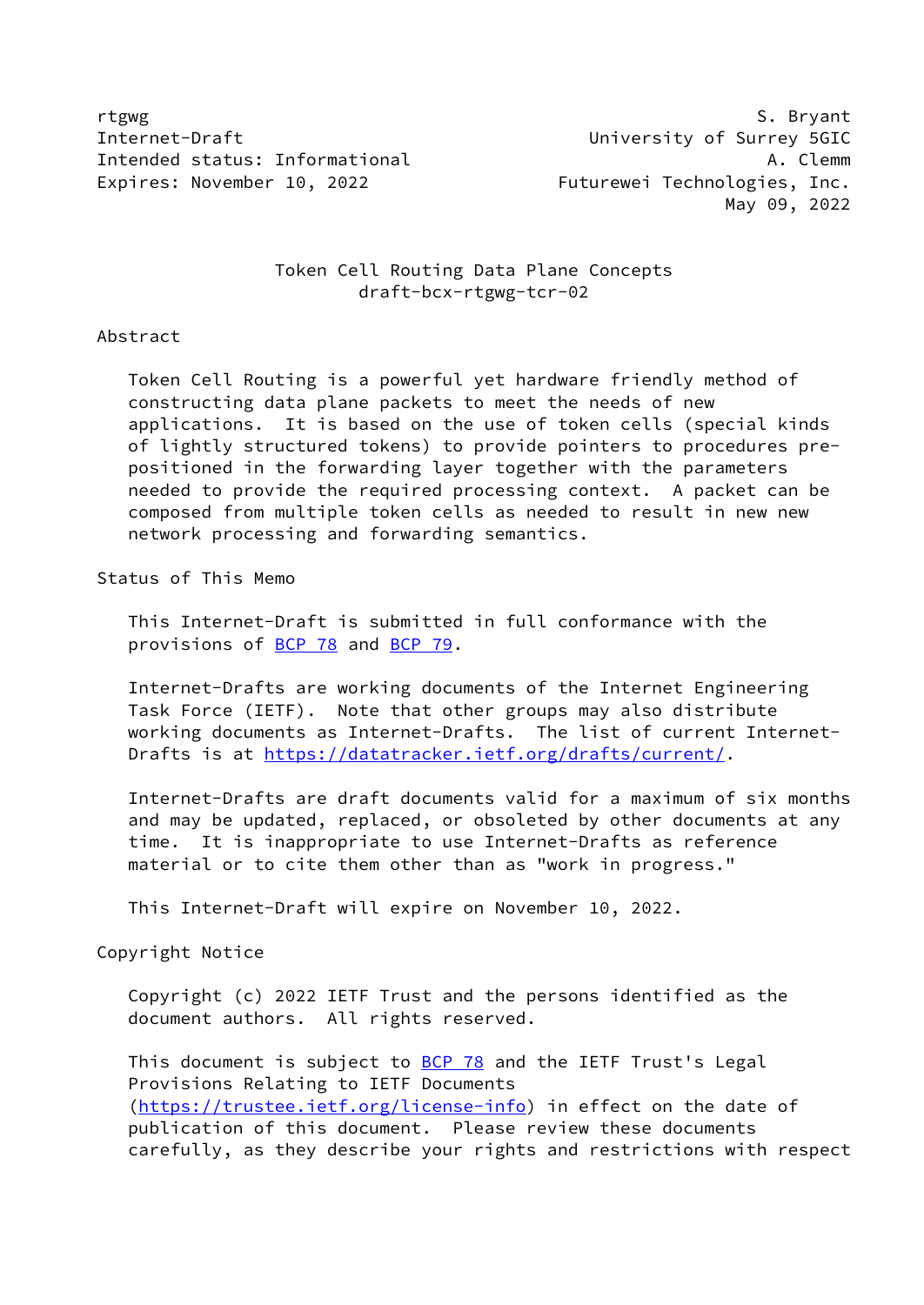rtgwg S. Bryant
Internet-Draft University of Surrey 5GIC
Intended status: Informational A. Clemm
Expires: November 10, 2022 Futurewei Technologies, Inc.
May 09, 2022

# Token Cell Routing Data Plane Concepts
draft-bcx-rtgwg-tcr-02

## Abstract

Token Cell Routing is a powerful yet hardware friendly method of constructing data plane packets to meet the needs of new applications. It is based on the use of token cells (special kinds of lightly structured tokens) to provide pointers to procedures pre-positioned in the forwarding layer together with the parameters needed to provide the required processing context. A packet can be composed from multiple token cells as needed to result in new new network processing and forwarding semantics.

## Status of This Memo

This Internet-Draft is submitted in full conformance with the provisions of BCP 78 and BCP 79.

Internet-Drafts are working documents of the Internet Engineering Task Force (IETF). Note that other groups may also distribute working documents as Internet-Drafts. The list of current Internet-Drafts is at https://datatracker.ietf.org/drafts/current/.

Internet-Drafts are draft documents valid for a maximum of six months and may be updated, replaced, or obsoleted by other documents at any time. It is inappropriate to use Internet-Drafts as reference material or to cite them other than as "work in progress."

This Internet-Draft will expire on November 10, 2022.

## Copyright Notice

Copyright (c) 2022 IETF Trust and the persons identified as the document authors. All rights reserved.

This document is subject to BCP 78 and the IETF Trust's Legal Provisions Relating to IETF Documents (https://trustee.ietf.org/license-info) in effect on the date of publication of this document. Please review these documents carefully, as they describe your rights and restrictions with respect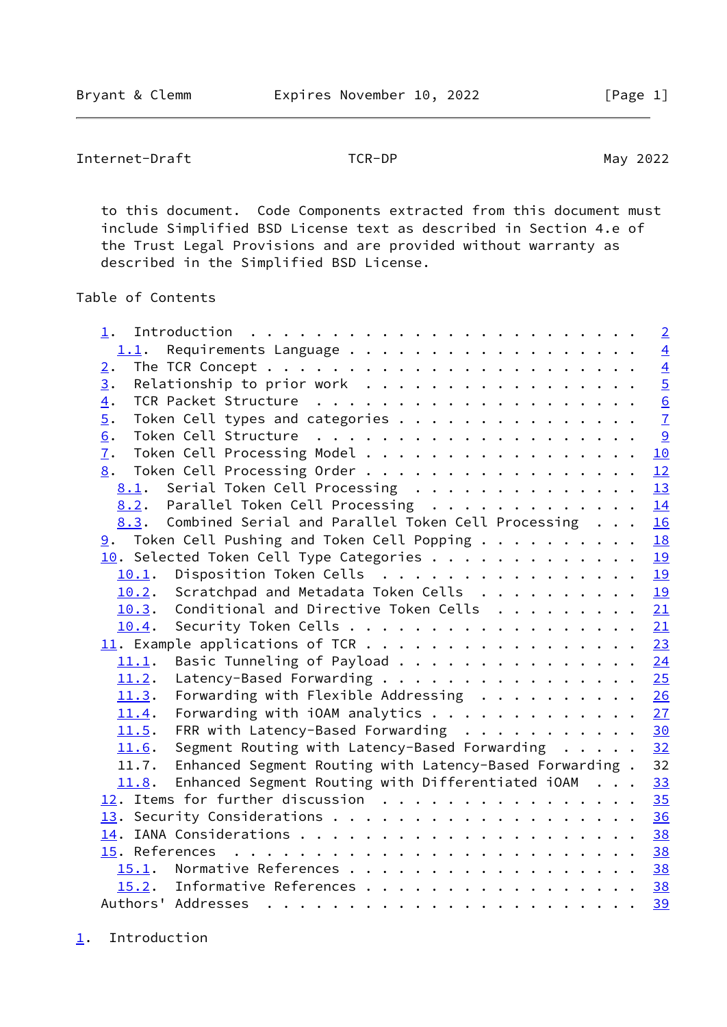to this document. Code Components extracted from this document must include Simplified BSD License text as described in Section 4.e of the Trust Legal Provisions and are provided without warranty as described in the Simplified BSD License.

Table of Contents

```
   1.  Introduction  . . . . . . . . . . . . . . . . . . . . . . . .   2
     1.1.  Requirements Language . . . . . . . . . . . . . . . . . .   4
   2.  The TCR Concept . . . . . . . . . . . . . . . . . . . . . . .   4
   3.  Relationship to prior work  . . . . . . . . . . . . . . . . .   5
   4.  TCR Packet Structure  . . . . . . . . . . . . . . . . . . . .   6
   5.  Token Cell types and categories . . . . . . . . . . . . . . .   7
   6.  Token Cell Structure  . . . . . . . . . . . . . . . . . . . .   9
   7.  Token Cell Processing Model . . . . . . . . . . . . . . . . .  10
   8.  Token Cell Processing Order . . . . . . . . . . . . . . . . .  12
     8.1.  Serial Token Cell Processing  . . . . . . . . . . . . . .  13
     8.2.  Parallel Token Cell Processing  . . . . . . . . . . . . .  14
     8.3.  Combined Serial and Parallel Token Cell Processing  . . .  16
   9.  Token Cell Pushing and Token Cell Popping . . . . . . . . . .  18
   10. Selected Token Cell Type Categories . . . . . . . . . . . . .  19
     10.1.  Disposition Token Cells  . . . . . . . . . . . . . . . .  19
     10.2.  Scratchpad and Metadata Token Cells  . . . . . . . . . .  19
     10.3.  Conditional and Directive Token Cells  . . . . . . . . .  21
     10.4.  Security Token Cells . . . . . . . . . . . . . . . . . .  21
   11. Example applications of TCR . . . . . . . . . . . . . . . . .  23
     11.1.  Basic Tunneling of Payload . . . . . . . . . . . . . . .  24
     11.2.  Latency-Based Forwarding . . . . . . . . . . . . . . . .  25
     11.3.  Forwarding with Flexible Addressing  . . . . . . . . . .  26
     11.4.  Forwarding with iOAM analytics . . . . . . . . . . . . .  27
     11.5.  FRR with Latency-Based Forwarding  . . . . . . . . . . .  30
     11.6.  Segment Routing with Latency-Based Forwarding  . . . . .  32
     11.7.  Enhanced Segment Routing with Latency-Based Forwarding .  32
     11.8.  Enhanced Segment Routing with Differentiated iOAM  . . .  33
   12. Items for further discussion  . . . . . . . . . . . . . . . .  35
   13. Security Considerations . . . . . . . . . . . . . . . . . . .  36
   14. IANA Considerations . . . . . . . . . . . . . . . . . . . . .  38
   15. References  . . . . . . . . . . . . . . . . . . . . . . . . .  38
     15.1.  Normative References . . . . . . . . . . . . . . . . . .  38
     15.2.  Informative References . . . . . . . . . . . . . . . . .  38
   Authors' Addresses  . . . . . . . . . . . . . . . . . . . . . . .  39
```

## 1. Introduction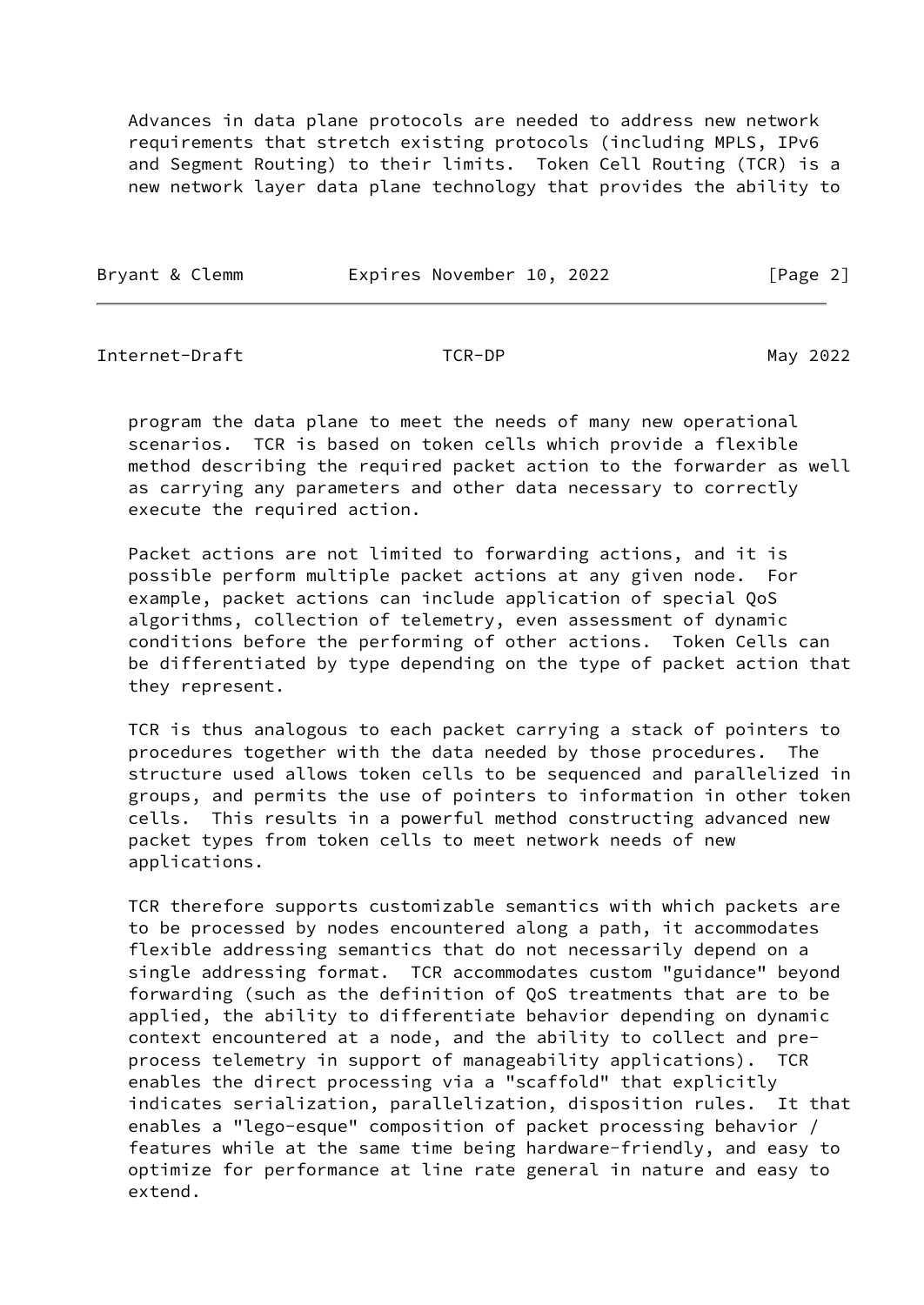Advances in data plane protocols are needed to address new network requirements that stretch existing protocols (including MPLS, IPv6 and Segment Routing) to their limits. Token Cell Routing (TCR) is a new network layer data plane technology that provides the ability to program the data plane to meet the needs of many new operational scenarios. TCR is based on token cells which provide a flexible method describing the required packet action to the forwarder as well as carrying any parameters and other data necessary to correctly execute the required action.

Packet actions are not limited to forwarding actions, and it is possible perform multiple packet actions at any given node. For example, packet actions can include application of special QoS algorithms, collection of telemetry, even assessment of dynamic conditions before the performing of other actions. Token Cells can be differentiated by type depending on the type of packet action that they represent.

TCR is thus analogous to each packet carrying a stack of pointers to procedures together with the data needed by those procedures. The structure used allows token cells to be sequenced and parallelized in groups, and permits the use of pointers to information in other token cells. This results in a powerful method constructing advanced new packet types from token cells to meet network needs of new applications.

TCR therefore supports customizable semantics with which packets are to be processed by nodes encountered along a path, it accommodates flexible addressing semantics that do not necessarily depend on a single addressing format. TCR accommodates custom "guidance" beyond forwarding (such as the definition of QoS treatments that are to be applied, the ability to differentiate behavior depending on dynamic context encountered at a node, and the ability to collect and pre-process telemetry in support of manageability applications). TCR enables the direct processing via a "scaffold" that explicitly indicates serialization, parallelization, disposition rules. It that enables a "lego-esque" composition of packet processing behavior / features while at the same time being hardware-friendly, and easy to optimize for performance at line rate general in nature and easy to extend.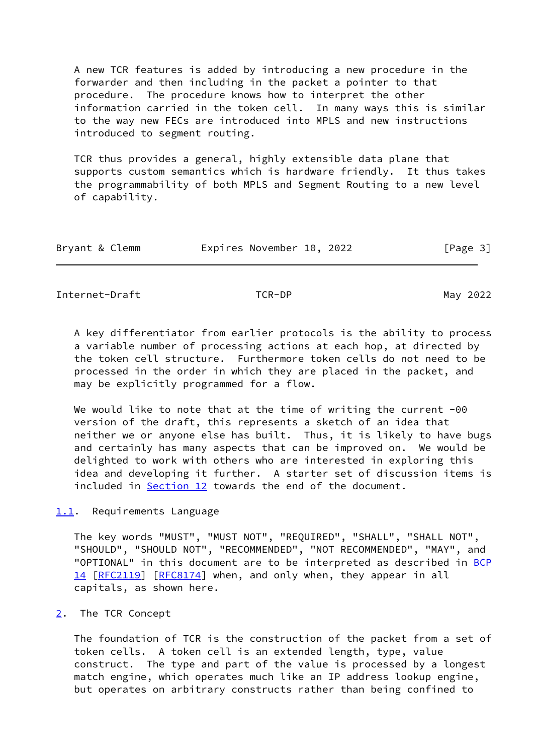A new TCR features is added by introducing a new procedure in the forwarder and then including in the packet a pointer to that procedure. The procedure knows how to interpret the other information carried in the token cell. In many ways this is similar to the way new FECs are introduced into MPLS and new instructions introduced to segment routing.

TCR thus provides a general, highly extensible data plane that supports custom semantics which is hardware friendly. It thus takes the programmability of both MPLS and Segment Routing to a new level of capability.

A key differentiator from earlier protocols is the ability to process a variable number of processing actions at each hop, at directed by the token cell structure. Furthermore token cells do not need to be processed in the order in which they are placed in the packet, and may be explicitly programmed for a flow.

We would like to note that at the time of writing the current -00 version of the draft, this represents a sketch of an idea that neither we or anyone else has built. Thus, it is likely to have bugs and certainly has many aspects that can be improved on. We would be delighted to work with others who are interested in exploring this idea and developing it further. A starter set of discussion items is included in Section 12 towards the end of the document.

## 1.1. Requirements Language

The key words "MUST", "MUST NOT", "REQUIRED", "SHALL", "SHALL NOT", "SHOULD", "SHOULD NOT", "RECOMMENDED", "NOT RECOMMENDED", "MAY", and "OPTIONAL" in this document are to be interpreted as described in BCP 14 [RFC2119] [RFC8174] when, and only when, they appear in all capitals, as shown here.

# 2. The TCR Concept

The foundation of TCR is the construction of the packet from a set of token cells. A token cell is an extended length, type, value construct. The type and part of the value is processed by a longest match engine, which operates much like an IP address lookup engine, but operates on arbitrary constructs rather than being confined to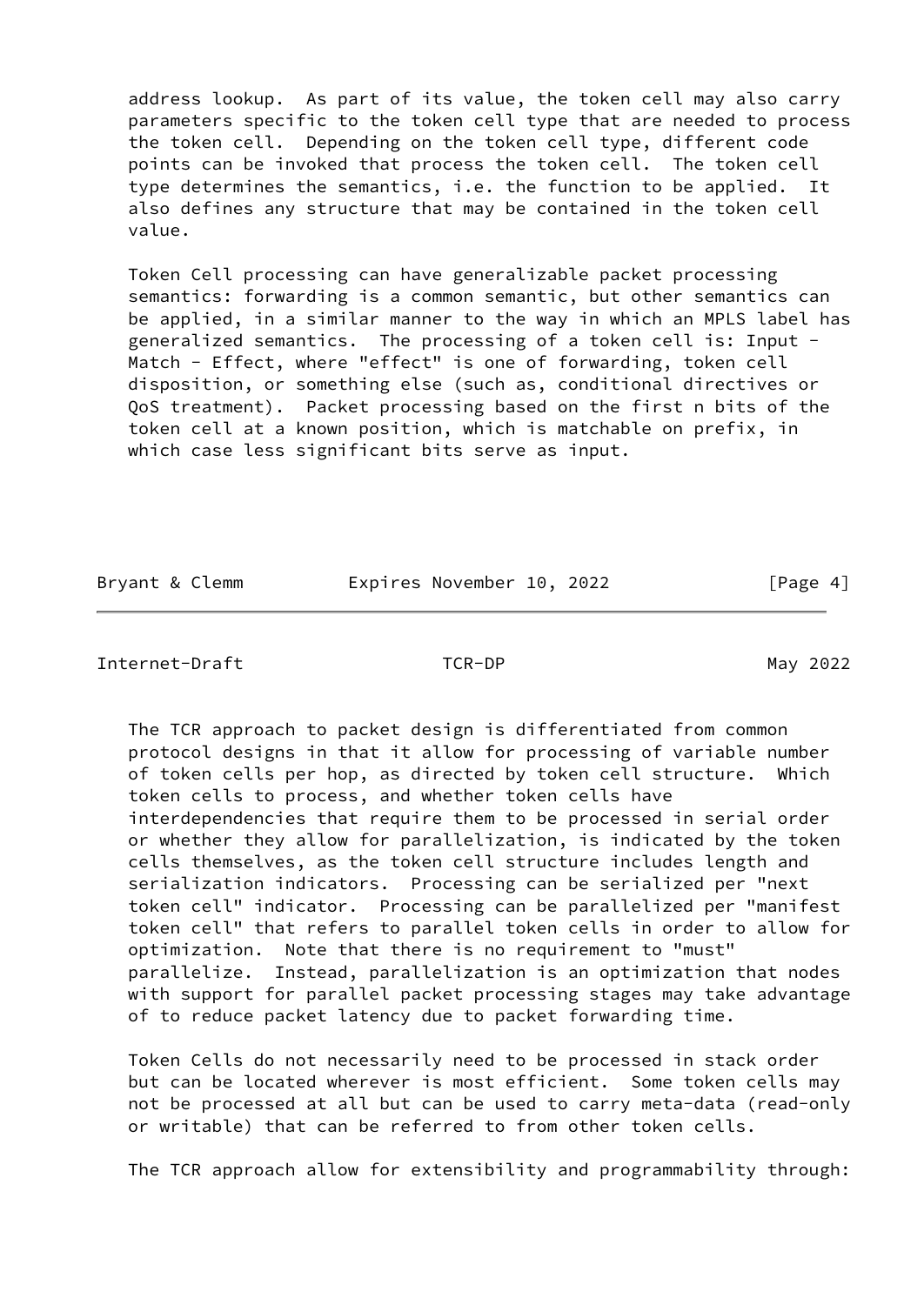address lookup. As part of its value, the token cell may also carry parameters specific to the token cell type that are needed to process the token cell. Depending on the token cell type, different code points can be invoked that process the token cell. The token cell type determines the semantics, i.e. the function to be applied. It also defines any structure that may be contained in the token cell value.

Token Cell processing can have generalizable packet processing semantics: forwarding is a common semantic, but other semantics can be applied, in a similar manner to the way in which an MPLS label has generalized semantics. The processing of a token cell is: Input - Match - Effect, where "effect" is one of forwarding, token cell disposition, or something else (such as, conditional directives or QoS treatment). Packet processing based on the first n bits of the token cell at a known position, which is matchable on prefix, in which case less significant bits serve as input.

The TCR approach to packet design is differentiated from common protocol designs in that it allow for processing of variable number of token cells per hop, as directed by token cell structure. Which token cells to process, and whether token cells have interdependencies that require them to be processed in serial order or whether they allow for parallelization, is indicated by the token cells themselves, as the token cell structure includes length and serialization indicators. Processing can be serialized per "next token cell" indicator. Processing can be parallelized per "manifest token cell" that refers to parallel token cells in order to allow for optimization. Note that there is no requirement to "must" parallelize. Instead, parallelization is an optimization that nodes with support for parallel packet processing stages may take advantage of to reduce packet latency due to packet forwarding time.

Token Cells do not necessarily need to be processed in stack order but can be located wherever is most efficient. Some token cells may not be processed at all but can be used to carry meta-data (read-only or writable) that can be referred to from other token cells.

The TCR approach allow for extensibility and programmability through: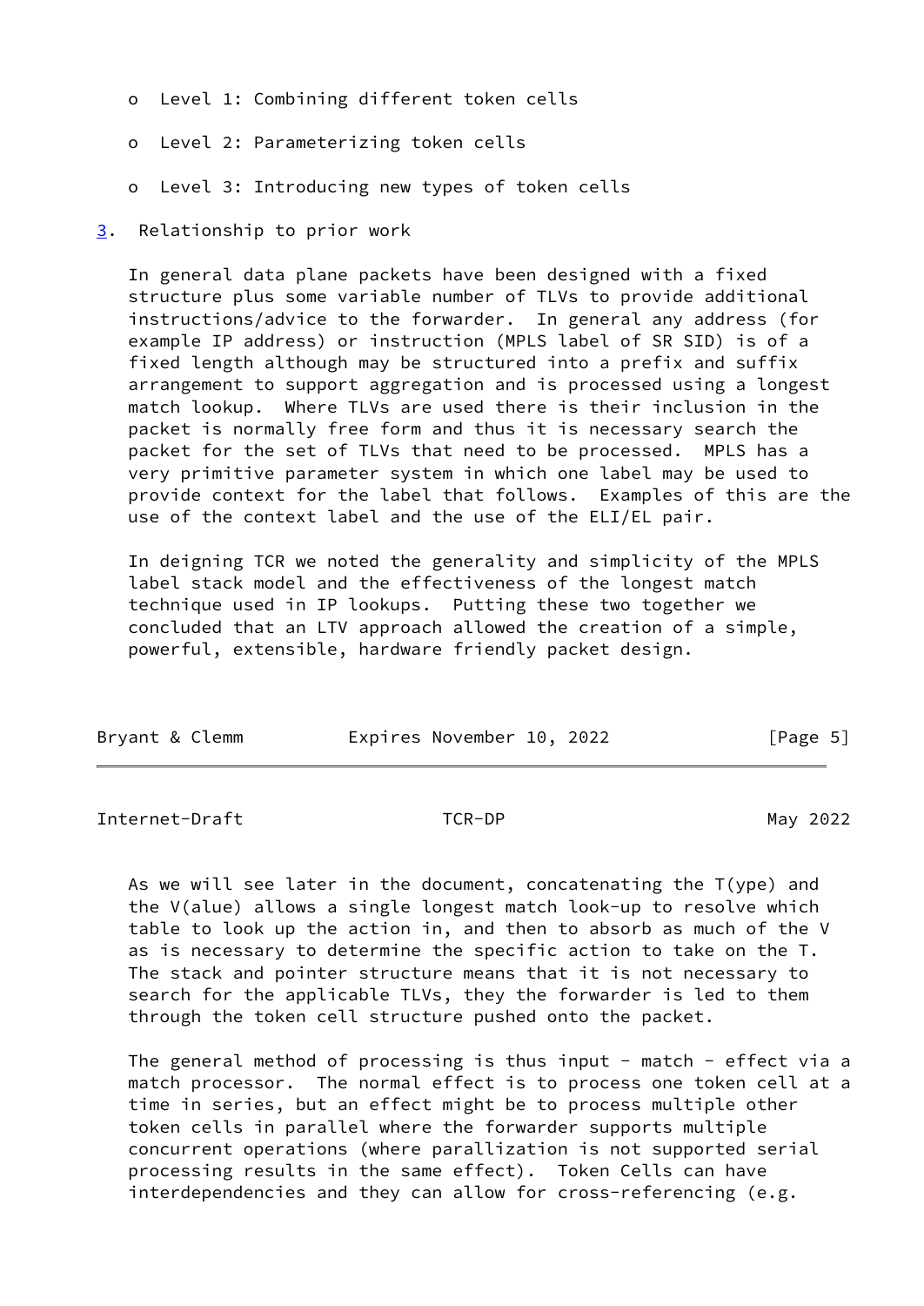- Level 1: Combining different token cells
- Level 2: Parameterizing token cells
- Level 3: Introducing new types of token cells

## 3. Relationship to prior work

In general data plane packets have been designed with a fixed structure plus some variable number of TLVs to provide additional instructions/advice to the forwarder. In general any address (for example IP address) or instruction (MPLS label of SR SID) is of a fixed length although may be structured into a prefix and suffix arrangement to support aggregation and is processed using a longest match lookup. Where TLVs are used there is their inclusion in the packet is normally free form and thus it is necessary search the packet for the set of TLVs that need to be processed. MPLS has a very primitive parameter system in which one label may be used to provide context for the label that follows. Examples of this are the use of the context label and the use of the ELI/EL pair.

In deigning TCR we noted the generality and simplicity of the MPLS label stack model and the effectiveness of the longest match technique used in IP lookups. Putting these two together we concluded that an LTV approach allowed the creation of a simple, powerful, extensible, hardware friendly packet design.

As we will see later in the document, concatenating the T(ype) and the V(alue) allows a single longest match look-up to resolve which table to look up the action in, and then to absorb as much of the V as is necessary to determine the specific action to take on the T. The stack and pointer structure means that it is not necessary to search for the applicable TLVs, they the forwarder is led to them through the token cell structure pushed onto the packet.

The general method of processing is thus input - match - effect via a match processor. The normal effect is to process one token cell at a time in series, but an effect might be to process multiple other token cells in parallel where the forwarder supports multiple concurrent operations (where parallization is not supported serial processing results in the same effect). Token Cells can have interdependencies and they can allow for cross-referencing (e.g.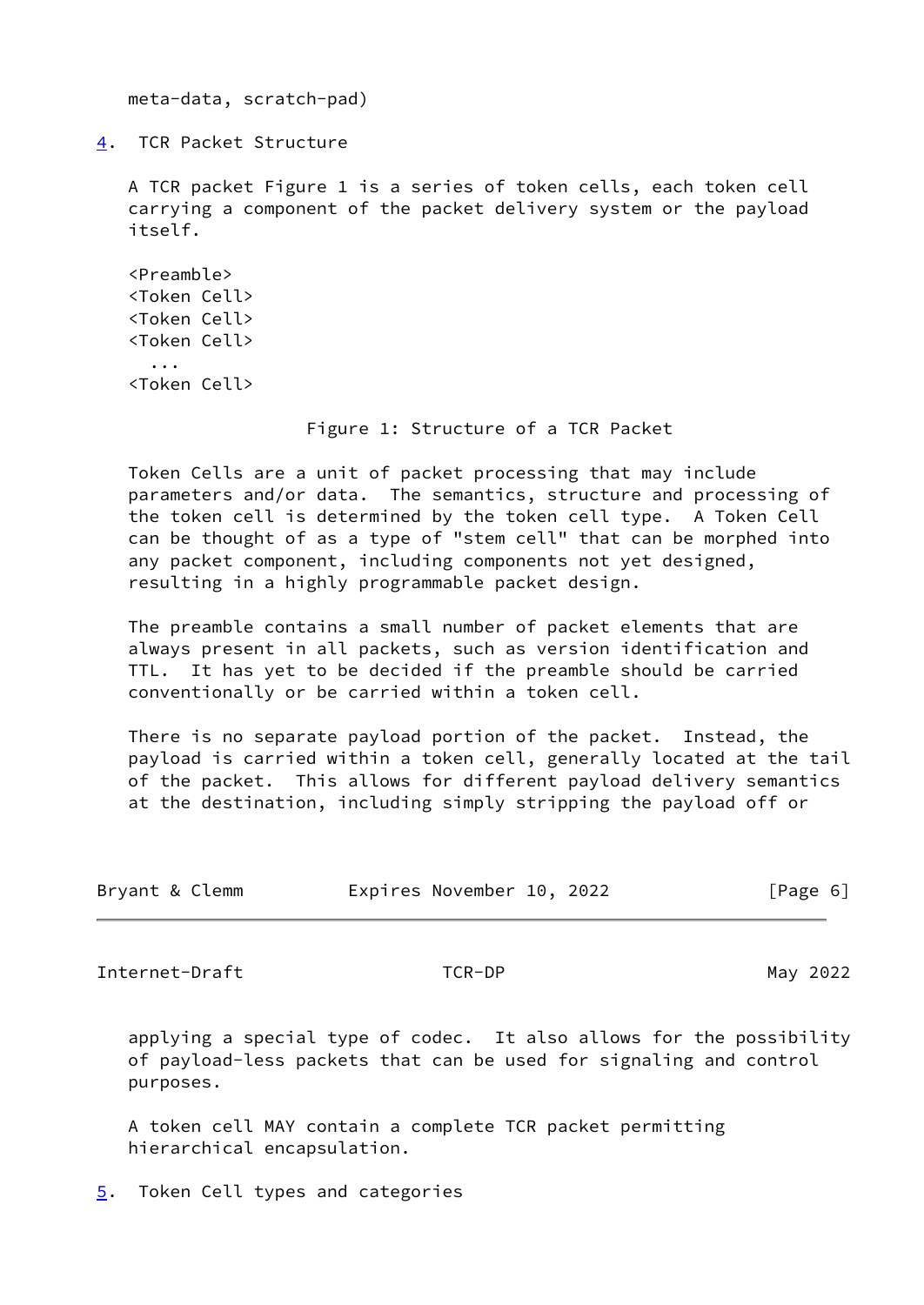meta-data, scratch-pad)

## 4. TCR Packet Structure

A TCR packet Figure 1 is a series of token cells, each token cell carrying a component of the packet delivery system or the payload itself.

```
<Preamble>
<Token Cell>
<Token Cell>
<Token Cell>
  ...
<Token Cell>
```

Figure 1: Structure of a TCR Packet

Token Cells are a unit of packet processing that may include parameters and/or data. The semantics, structure and processing of the token cell is determined by the token cell type. A Token Cell can be thought of as a type of "stem cell" that can be morphed into any packet component, including components not yet designed, resulting in a highly programmable packet design.

The preamble contains a small number of packet elements that are always present in all packets, such as version identification and TTL. It has yet to be decided if the preamble should be carried conventionally or be carried within a token cell.

There is no separate payload portion of the packet. Instead, the payload is carried within a token cell, generally located at the tail of the packet. This allows for different payload delivery semantics at the destination, including simply stripping the payload off or applying a special type of codec. It also allows for the possibility of payload-less packets that can be used for signaling and control purposes.

A token cell MAY contain a complete TCR packet permitting hierarchical encapsulation.

## 5. Token Cell types and categories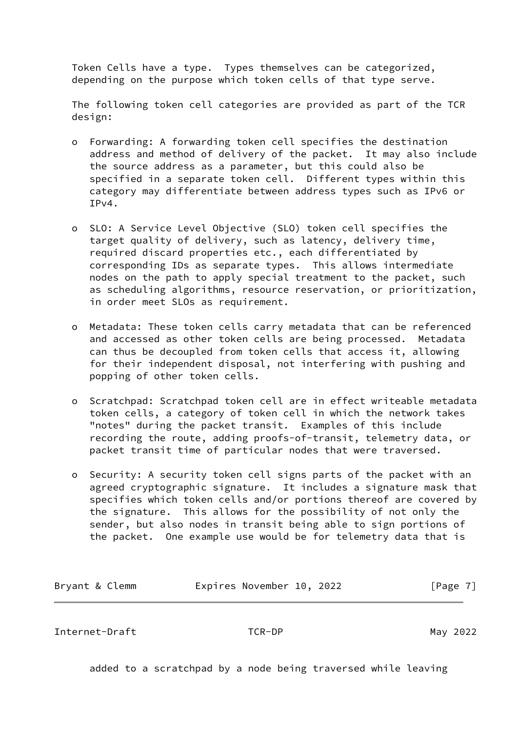Token Cells have a type. Types themselves can be categorized, depending on the purpose which token cells of that type serve.

The following token cell categories are provided as part of the TCR design:

- Forwarding: A forwarding token cell specifies the destination address and method of delivery of the packet. It may also include the source address as a parameter, but this could also be specified in a separate token cell. Different types within this category may differentiate between address types such as IPv6 or IPv4.

- SLO: A Service Level Objective (SLO) token cell specifies the target quality of delivery, such as latency, delivery time, required discard properties etc., each differentiated by corresponding IDs as separate types. This allows intermediate nodes on the path to apply special treatment to the packet, such as scheduling algorithms, resource reservation, or prioritization, in order meet SLOs as requirement.

- Metadata: These token cells carry metadata that can be referenced and accessed as other token cells are being processed. Metadata can thus be decoupled from token cells that access it, allowing for their independent disposal, not interfering with pushing and popping of other token cells.

- Scratchpad: Scratchpad token cell are in effect writeable metadata token cells, a category of token cell in which the network takes "notes" during the packet transit. Examples of this include recording the route, adding proofs-of-transit, telemetry data, or packet transit time of particular nodes that were traversed.

- Security: A security token cell signs parts of the packet with an agreed cryptographic signature. It includes a signature mask that specifies which token cells and/or portions thereof are covered by the signature. This allows for the possibility of not only the sender, but also nodes in transit being able to sign portions of the packet. One example use would be for telemetry data that is added to a scratchpad by a node being traversed while leaving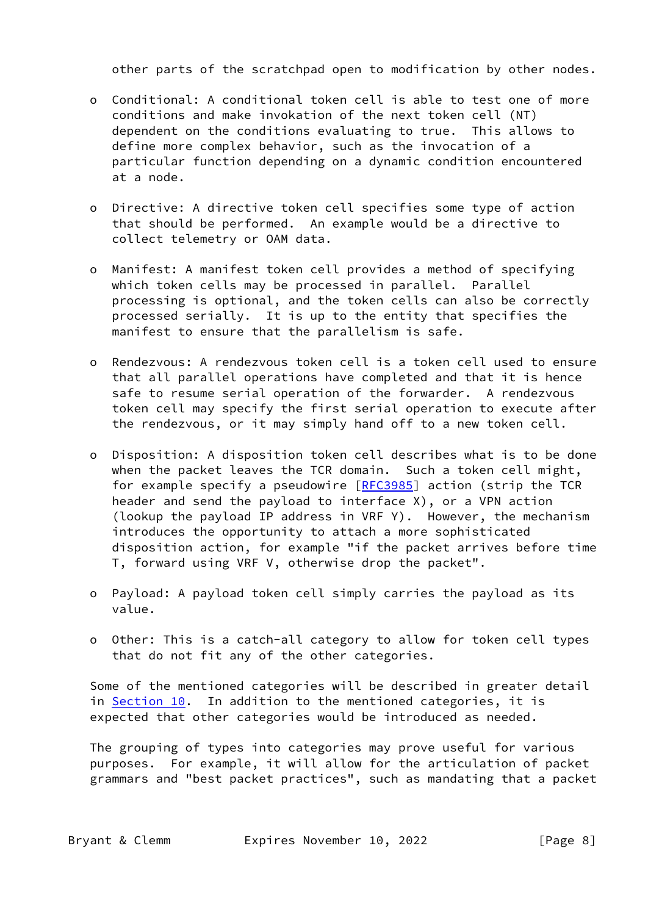other parts of the scratchpad open to modification by other nodes.

- Conditional: A conditional token cell is able to test one of more conditions and make invokation of the next token cell (NT) dependent on the conditions evaluating to true. This allows to define more complex behavior, such as the invocation of a particular function depending on a dynamic condition encountered at a node.

- Directive: A directive token cell specifies some type of action that should be performed. An example would be a directive to collect telemetry or OAM data.

- Manifest: A manifest token cell provides a method of specifying which token cells may be processed in parallel. Parallel processing is optional, and the token cells can also be correctly processed serially. It is up to the entity that specifies the manifest to ensure that the parallelism is safe.

- Rendezvous: A rendezvous token cell is a token cell used to ensure that all parallel operations have completed and that it is hence safe to resume serial operation of the forwarder. A rendezvous token cell may specify the first serial operation to execute after the rendezvous, or it may simply hand off to a new token cell.

- Disposition: A disposition token cell describes what is to be done when the packet leaves the TCR domain. Such a token cell might, for example specify a pseudowire [RFC3985] action (strip the TCR header and send the payload to interface X), or a VPN action (lookup the payload IP address in VRF Y). However, the mechanism introduces the opportunity to attach a more sophisticated disposition action, for example "if the packet arrives before time T, forward using VRF V, otherwise drop the packet".

- Payload: A payload token cell simply carries the payload as its value.

- Other: This is a catch-all category to allow for token cell types that do not fit any of the other categories.

Some of the mentioned categories will be described in greater detail in Section 10. In addition to the mentioned categories, it is expected that other categories would be introduced as needed.

The grouping of types into categories may prove useful for various purposes. For example, it will allow for the articulation of packet grammars and "best packet practices", such as mandating that a packet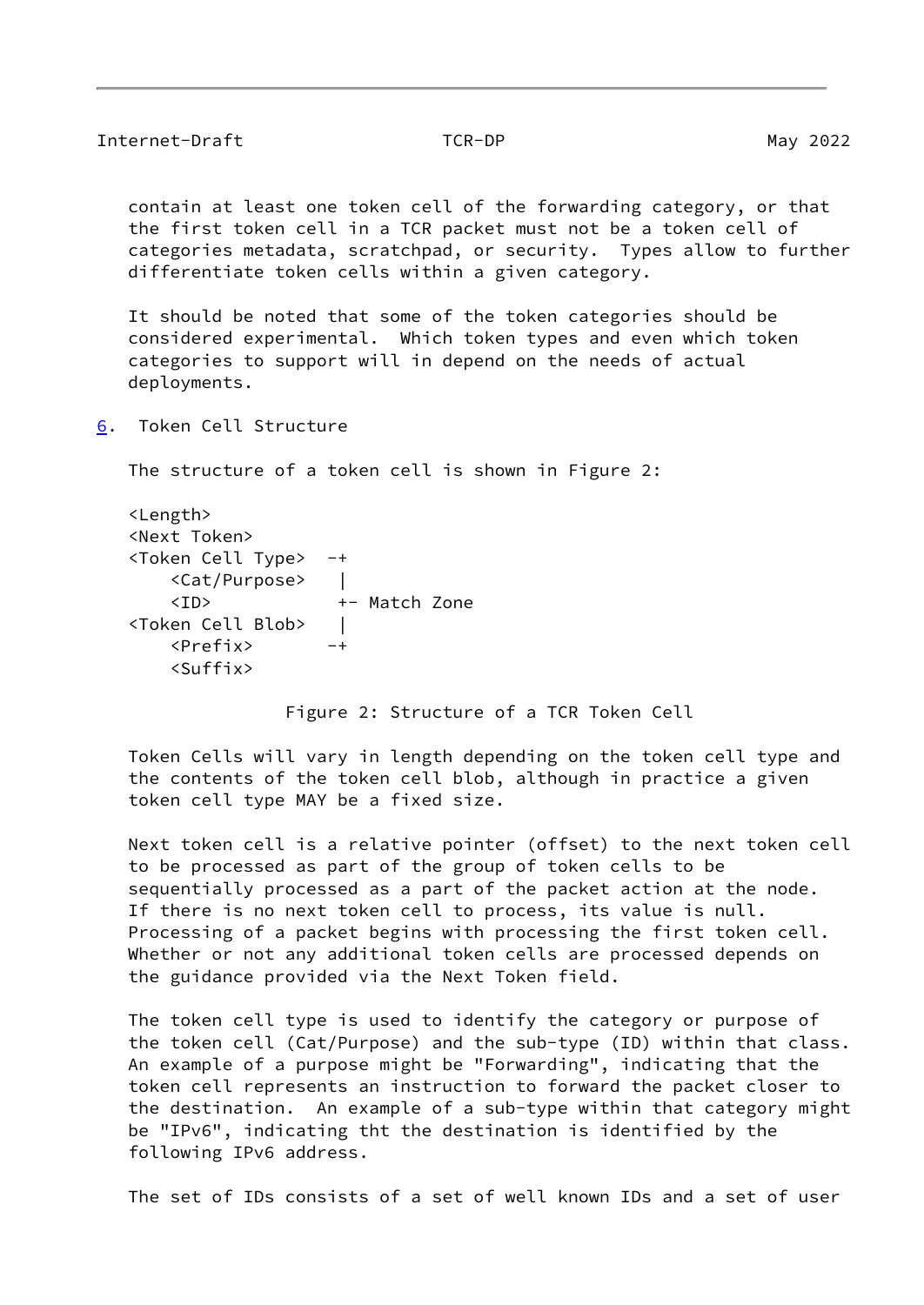contain at least one token cell of the forwarding category, or that the first token cell in a TCR packet must not be a token cell of categories metadata, scratchpad, or security. Types allow to further differentiate token cells within a given category.

It should be noted that some of the token categories should be considered experimental. Which token types and even which token categories to support will in depend on the needs of actual deployments.

## 6. Token Cell Structure

The structure of a token cell is shown in Figure 2:

```
<Length>
<Next Token>
<Token Cell Type>  -+
    <Cat/Purpose>   |
    <ID>            +- Match Zone
<Token Cell Blob>   |
    <Prefix>       -+
    <Suffix>
```

Figure 2: Structure of a TCR Token Cell

Token Cells will vary in length depending on the token cell type and the contents of the token cell blob, although in practice a given token cell type MAY be a fixed size.

Next token cell is a relative pointer (offset) to the next token cell to be processed as part of the group of token cells to be sequentially processed as a part of the packet action at the node. If there is no next token cell to process, its value is null. Processing of a packet begins with processing the first token cell. Whether or not any additional token cells are processed depends on the guidance provided via the Next Token field.

The token cell type is used to identify the category or purpose of the token cell (Cat/Purpose) and the sub-type (ID) within that class. An example of a purpose might be "Forwarding", indicating that the token cell represents an instruction to forward the packet closer to the destination. An example of a sub-type within that category might be "IPv6", indicating tht the destination is identified by the following IPv6 address.

The set of IDs consists of a set of well known IDs and a set of user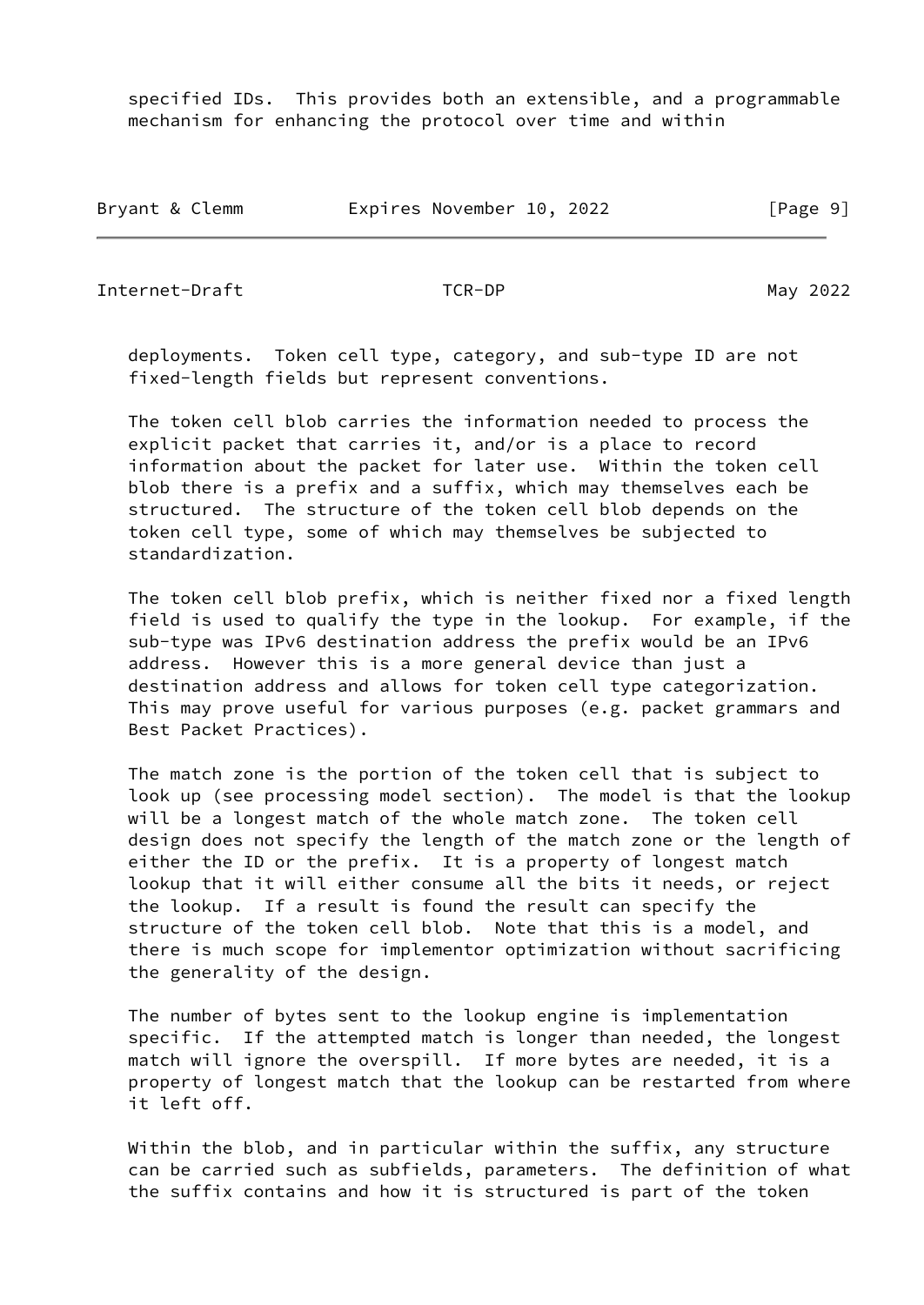specified IDs. This provides both an extensible, and a programmable mechanism for enhancing the protocol over time and within deployments. Token cell type, category, and sub-type ID are not fixed-length fields but represent conventions.

The token cell blob carries the information needed to process the explicit packet that carries it, and/or is a place to record information about the packet for later use. Within the token cell blob there is a prefix and a suffix, which may themselves each be structured. The structure of the token cell blob depends on the token cell type, some of which may themselves be subjected to standardization.

The token cell blob prefix, which is neither fixed nor a fixed length field is used to qualify the type in the lookup. For example, if the sub-type was IPv6 destination address the prefix would be an IPv6 address. However this is a more general device than just a destination address and allows for token cell type categorization. This may prove useful for various purposes (e.g. packet grammars and Best Packet Practices).

The match zone is the portion of the token cell that is subject to look up (see processing model section). The model is that the lookup will be a longest match of the whole match zone. The token cell design does not specify the length of the match zone or the length of either the ID or the prefix. It is a property of longest match lookup that it will either consume all the bits it needs, or reject the lookup. If a result is found the result can specify the structure of the token cell blob. Note that this is a model, and there is much scope for implementor optimization without sacrificing the generality of the design.

The number of bytes sent to the lookup engine is implementation specific. If the attempted match is longer than needed, the longest match will ignore the overspill. If more bytes are needed, it is a property of longest match that the lookup can be restarted from where it left off.

Within the blob, and in particular within the suffix, any structure can be carried such as subfields, parameters. The definition of what the suffix contains and how it is structured is part of the token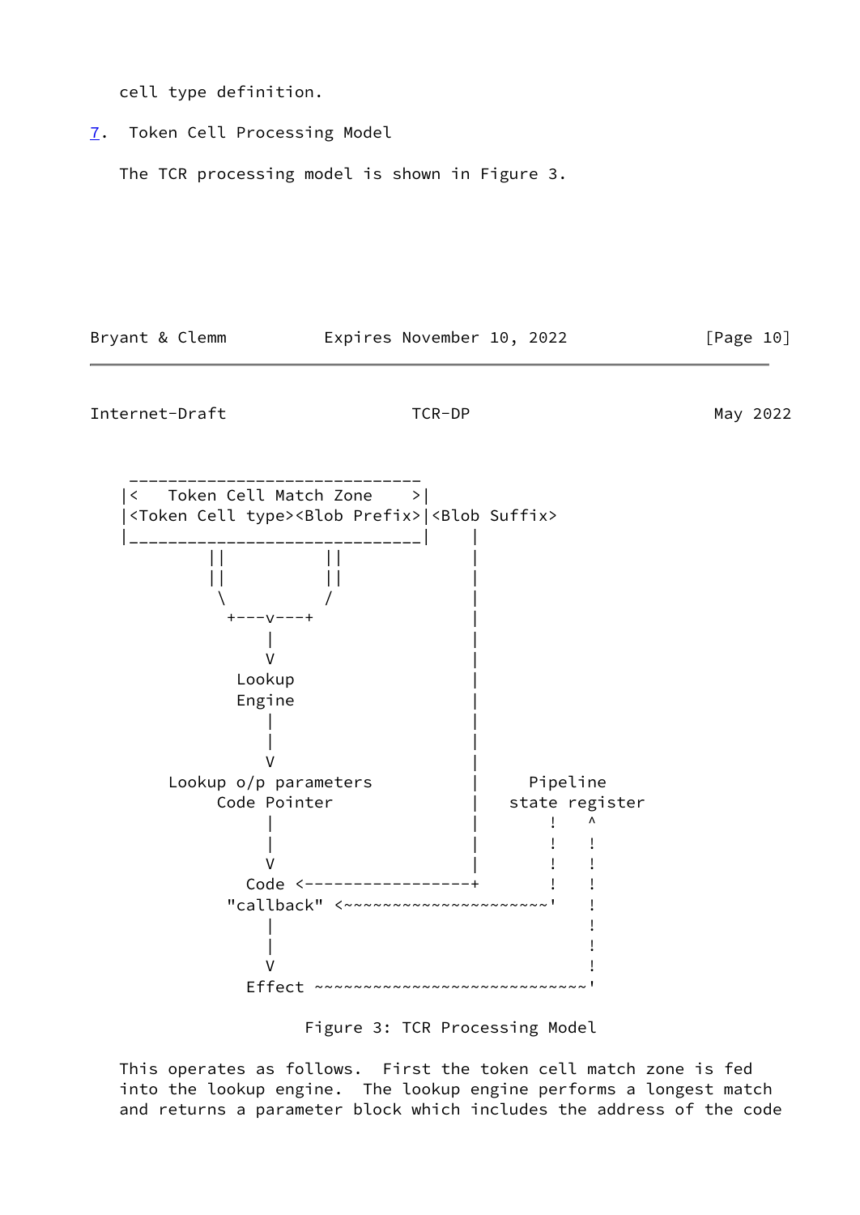cell type definition.

## 7. Token Cell Processing Model

The TCR processing model is shown in Figure 3.

```
    ______________________________
   |<   Token Cell Match Zone    >|
   |<Token Cell type><Blob Prefix>|<Blob Suffix>
   |______________________________|     |
           ||          ||               |
           ||          ||               |
            \          /                |
             +---v---+                  |
                 |                      |
                 V                      |
               Lookup                   |
               Engine                   |
                 |                      |
                 |                      |
                 V                      |
          Lookup o/p parameters         |     Pipeline
               Code Pointer             |   state register
                 |                      |       !   ^
                 |                      |       !   !
                 V                      |       !   !
                Code <------------------+       !   !
             "callback" <~~~~~~~~~~~~~~~~~~~~~'   !
                 |                                  !
                 |                                  !
                 V                                  !
                Effect ~~~~~~~~~~~~~~~~~~~~~~~~~~~~'
```

Figure 3: TCR Processing Model

This operates as follows. First the token cell match zone is fed into the lookup engine. The lookup engine performs a longest match and returns a parameter block which includes the address of the code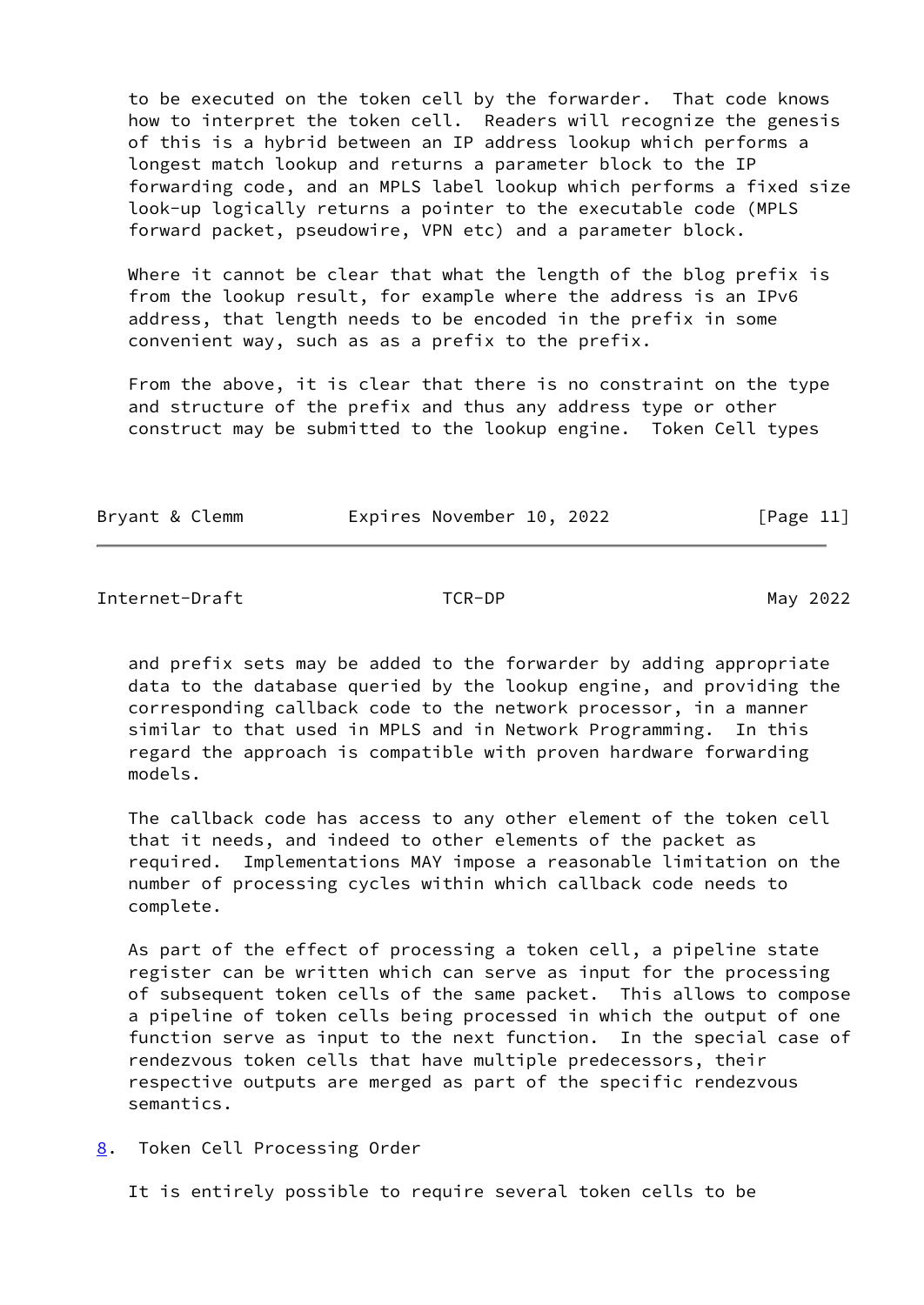to be executed on the token cell by the forwarder. That code knows how to interpret the token cell. Readers will recognize the genesis of this is a hybrid between an IP address lookup which performs a longest match lookup and returns a parameter block to the IP forwarding code, and an MPLS label lookup which performs a fixed size look-up logically returns a pointer to the executable code (MPLS forward packet, pseudowire, VPN etc) and a parameter block.

Where it cannot be clear that what the length of the blog prefix is from the lookup result, for example where the address is an IPv6 address, that length needs to be encoded in the prefix in some convenient way, such as as a prefix to the prefix.

From the above, it is clear that there is no constraint on the type and structure of the prefix and thus any address type or other construct may be submitted to the lookup engine. Token Cell types and prefix sets may be added to the forwarder by adding appropriate data to the database queried by the lookup engine, and providing the corresponding callback code to the network processor, in a manner similar to that used in MPLS and in Network Programming. In this regard the approach is compatible with proven hardware forwarding models.

The callback code has access to any other element of the token cell that it needs, and indeed to other elements of the packet as required. Implementations MAY impose a reasonable limitation on the number of processing cycles within which callback code needs to complete.

As part of the effect of processing a token cell, a pipeline state register can be written which can serve as input for the processing of subsequent token cells of the same packet. This allows to compose a pipeline of token cells being processed in which the output of one function serve as input to the next function. In the special case of rendezvous token cells that have multiple predecessors, their respective outputs are merged as part of the specific rendezvous semantics.

## 8. Token Cell Processing Order

It is entirely possible to require several token cells to be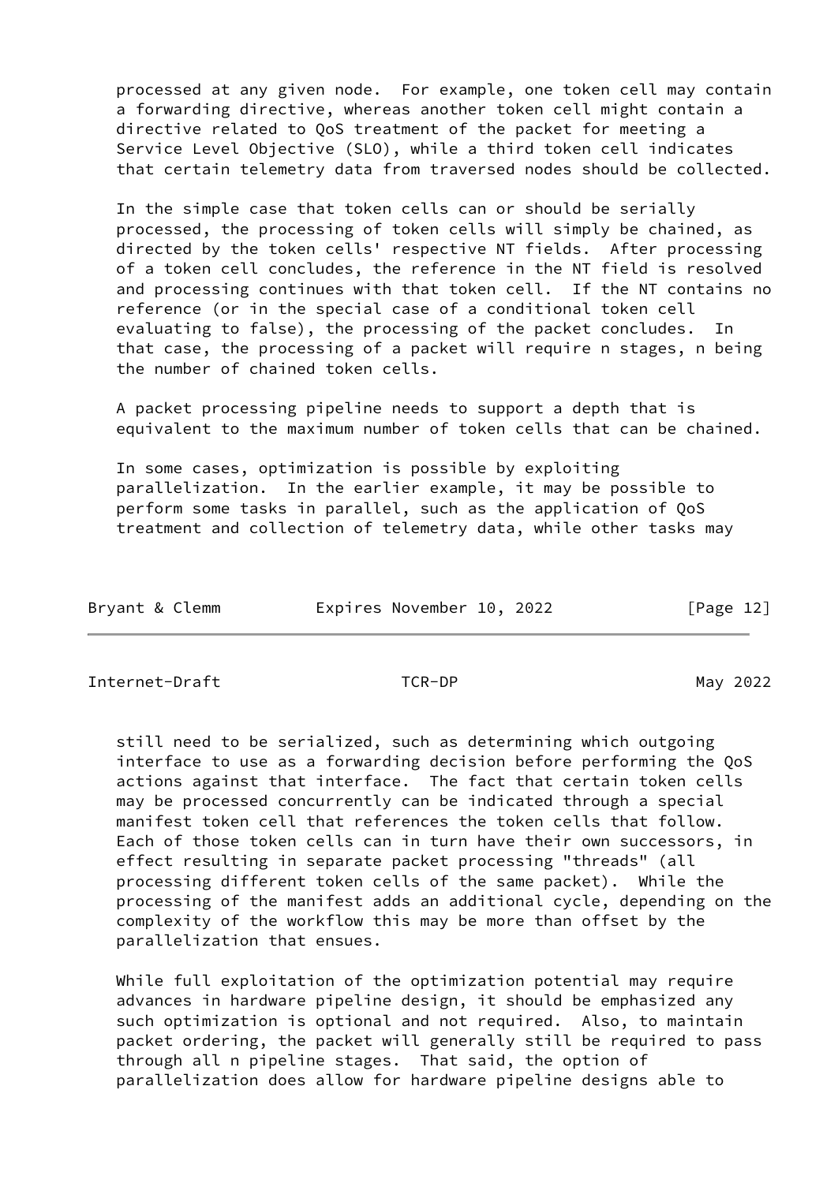processed at any given node. For example, one token cell may contain a forwarding directive, whereas another token cell might contain a directive related to QoS treatment of the packet for meeting a Service Level Objective (SLO), while a third token cell indicates that certain telemetry data from traversed nodes should be collected.

In the simple case that token cells can or should be serially processed, the processing of token cells will simply be chained, as directed by the token cells' respective NT fields. After processing of a token cell concludes, the reference in the NT field is resolved and processing continues with that token cell. If the NT contains no reference (or in the special case of a conditional token cell evaluating to false), the processing of the packet concludes. In that case, the processing of a packet will require n stages, n being the number of chained token cells.

A packet processing pipeline needs to support a depth that is equivalent to the maximum number of token cells that can be chained.

In some cases, optimization is possible by exploiting parallelization. In the earlier example, it may be possible to perform some tasks in parallel, such as the application of QoS treatment and collection of telemetry data, while other tasks may still need to be serialized, such as determining which outgoing interface to use as a forwarding decision before performing the QoS actions against that interface. The fact that certain token cells may be processed concurrently can be indicated through a special manifest token cell that references the token cells that follow. Each of those token cells can in turn have their own successors, in effect resulting in separate packet processing "threads" (all processing different token cells of the same packet). While the processing of the manifest adds an additional cycle, depending on the complexity of the workflow this may be more than offset by the parallelization that ensues.

While full exploitation of the optimization potential may require advances in hardware pipeline design, it should be emphasized any such optimization is optional and not required. Also, to maintain packet ordering, the packet will generally still be required to pass through all n pipeline stages. That said, the option of parallelization does allow for hardware pipeline designs able to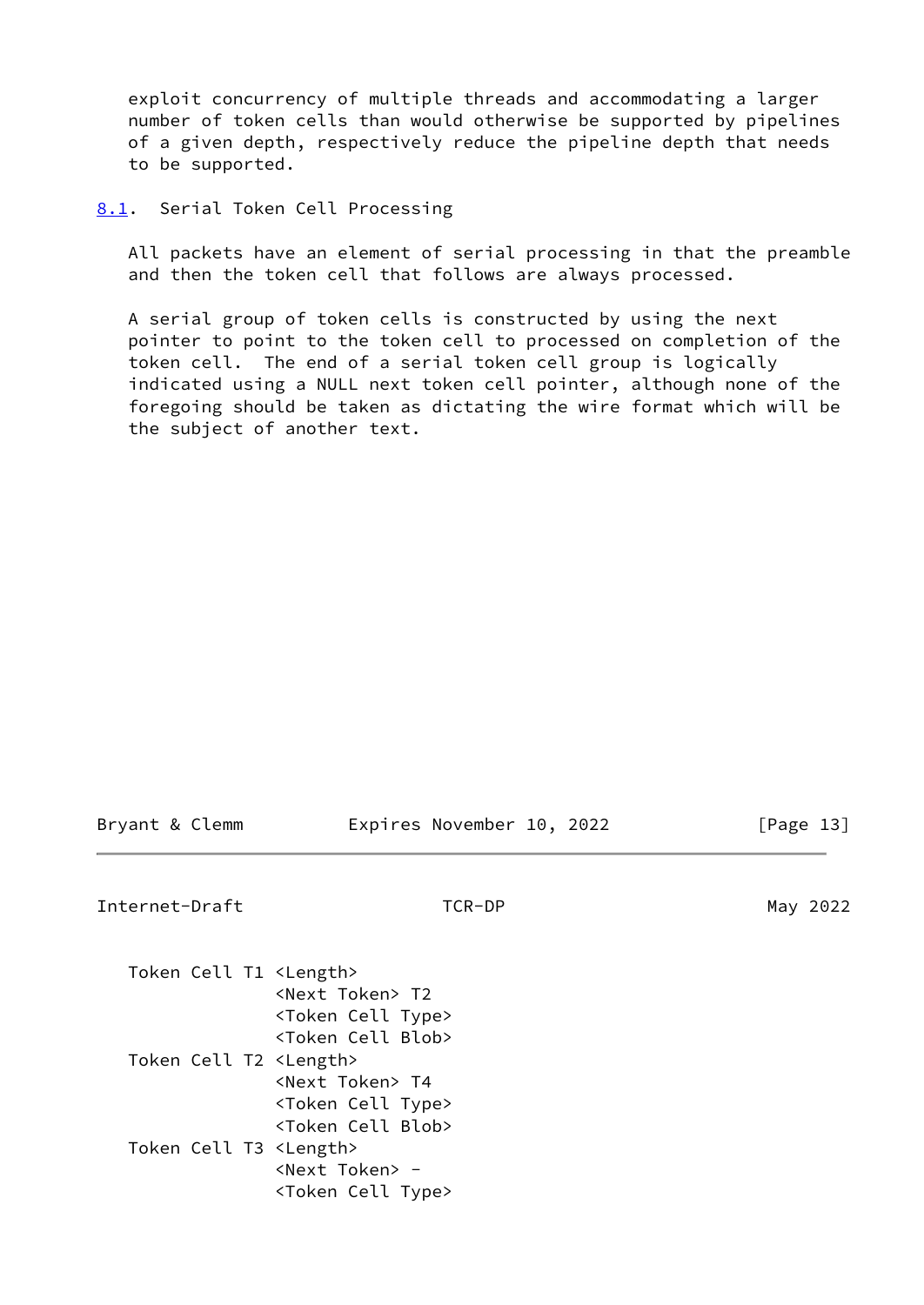exploit concurrency of multiple threads and accommodating a larger number of token cells than would otherwise be supported by pipelines of a given depth, respectively reduce the pipeline depth that needs to be supported.

### 8.1. Serial Token Cell Processing

All packets have an element of serial processing in that the preamble and then the token cell that follows are always processed.

A serial group of token cells is constructed by using the next pointer to point to the token cell to processed on completion of the token cell. The end of a serial token cell group is logically indicated using a NULL next token cell pointer, although none of the foregoing should be taken as dictating the wire format which will be the subject of another text.

```
Token Cell T1 <Length>
              <Next Token> T2
              <Token Cell Type>
              <Token Cell Blob>
Token Cell T2 <Length>
              <Next Token> T4
              <Token Cell Type>
              <Token Cell Blob>
Token Cell T3 <Length>
              <Next Token> -
              <Token Cell Type>
```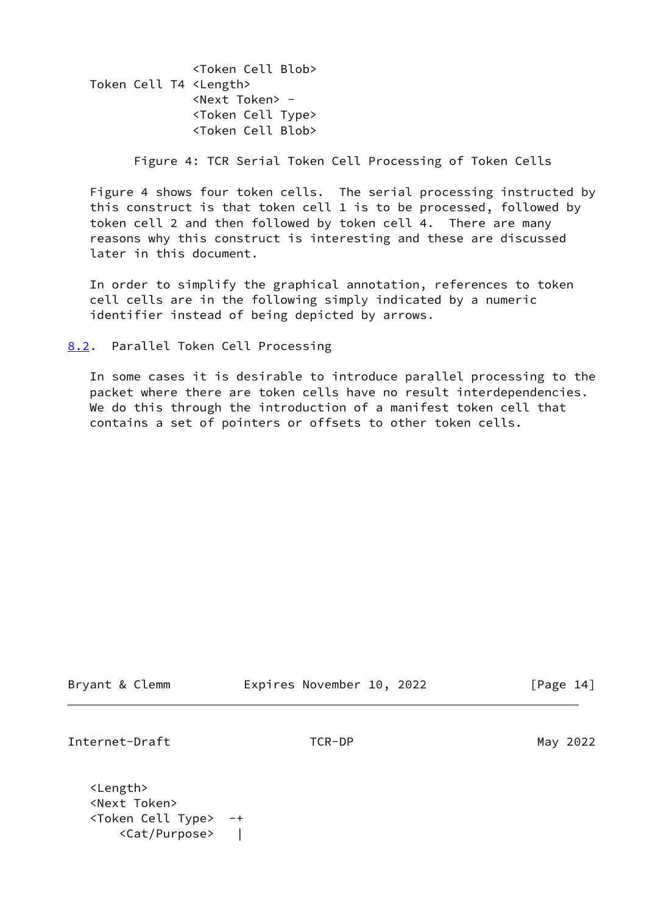```
               <Token Cell Blob>
Token Cell T4 <Length>
               <Next Token> -
               <Token Cell Type>
               <Token Cell Blob>
```

Figure 4: TCR Serial Token Cell Processing of Token Cells

Figure 4 shows four token cells. The serial processing instructed by this construct is that token cell 1 is to be processed, followed by token cell 2 and then followed by token cell 4. There are many reasons why this construct is interesting and these are discussed later in this document.

In order to simplify the graphical annotation, references to token cell cells are in the following simply indicated by a numeric identifier instead of being depicted by arrows.

### 8.2. Parallel Token Cell Processing

In some cases it is desirable to introduce parallel processing to the packet where there are token cells have no result interdependencies. We do this through the introduction of a manifest token cell that contains a set of pointers or offsets to other token cells.

```
<Length>
<Next Token>
<Token Cell Type>  -+
    <Cat/Purpose>   |
```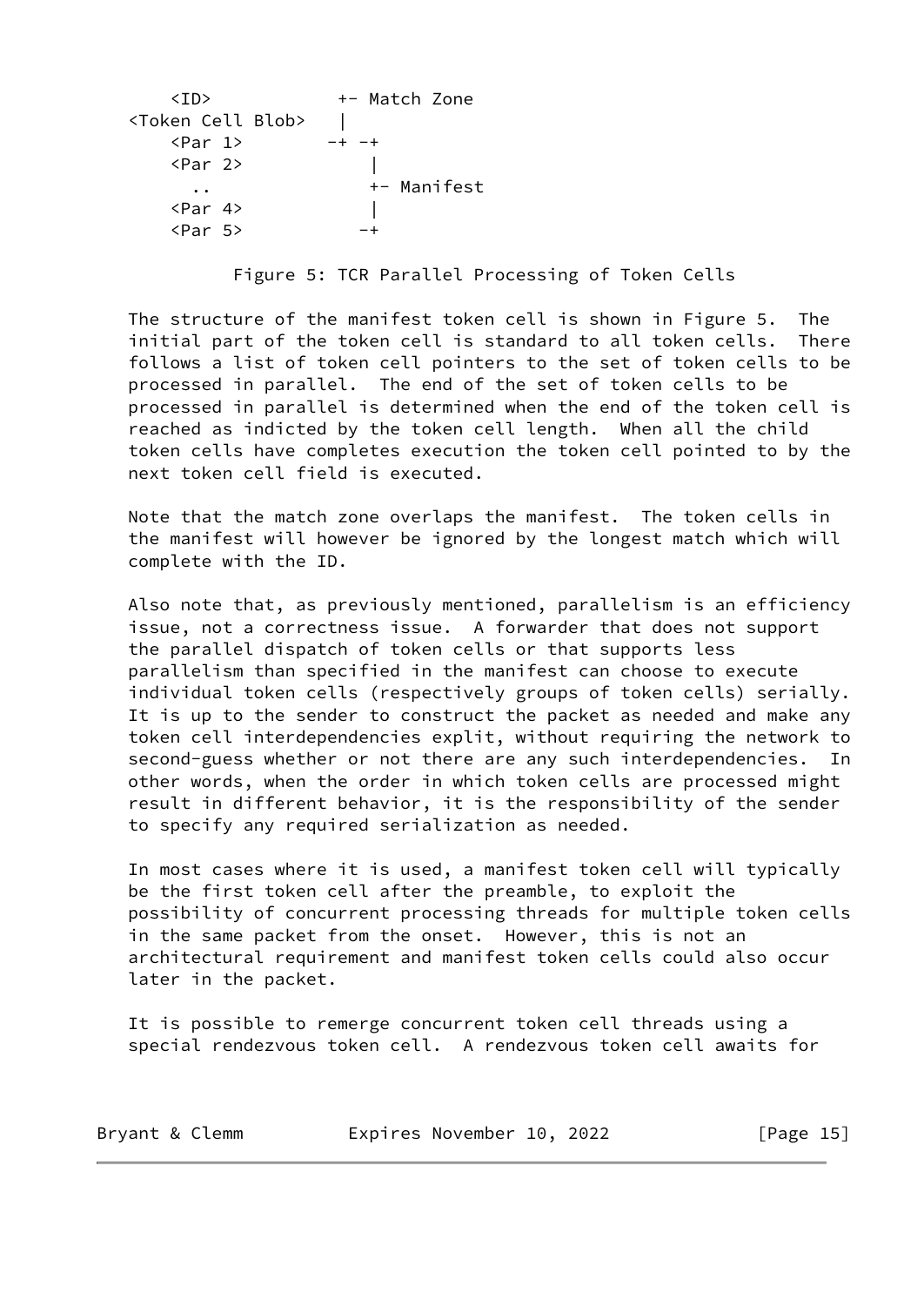```
      <ID>            +- Match Zone
  <Token Cell Blob>   |
      <Par 1>        -+ -+
      <Par 2>            |
        ..               +- Manifest
      <Par 4>            |
      <Par 5>           -+
```

Figure 5: TCR Parallel Processing of Token Cells

The structure of the manifest token cell is shown in Figure 5. The initial part of the token cell is standard to all token cells. There follows a list of token cell pointers to the set of token cells to be processed in parallel. The end of the set of token cells to be processed in parallel is determined when the end of the token cell is reached as indicted by the token cell length. When all the child token cells have completes execution the token cell pointed to by the next token cell field is executed.

Note that the match zone overlaps the manifest. The token cells in the manifest will however be ignored by the longest match which will complete with the ID.

Also note that, as previously mentioned, parallelism is an efficiency issue, not a correctness issue. A forwarder that does not support the parallel dispatch of token cells or that supports less parallelism than specified in the manifest can choose to execute individual token cells (respectively groups of token cells) serially. It is up to the sender to construct the packet as needed and make any token cell interdependencies explit, without requiring the network to second-guess whether or not there are any such interdependencies. In other words, when the order in which token cells are processed might result in different behavior, it is the responsibility of the sender to specify any required serialization as needed.

In most cases where it is used, a manifest token cell will typically be the first token cell after the preamble, to exploit the possibility of concurrent processing threads for multiple token cells in the same packet from the onset. However, this is not an architectural requirement and manifest token cells could also occur later in the packet.

It is possible to remerge concurrent token cell threads using a special rendezvous token cell. A rendezvous token cell awaits for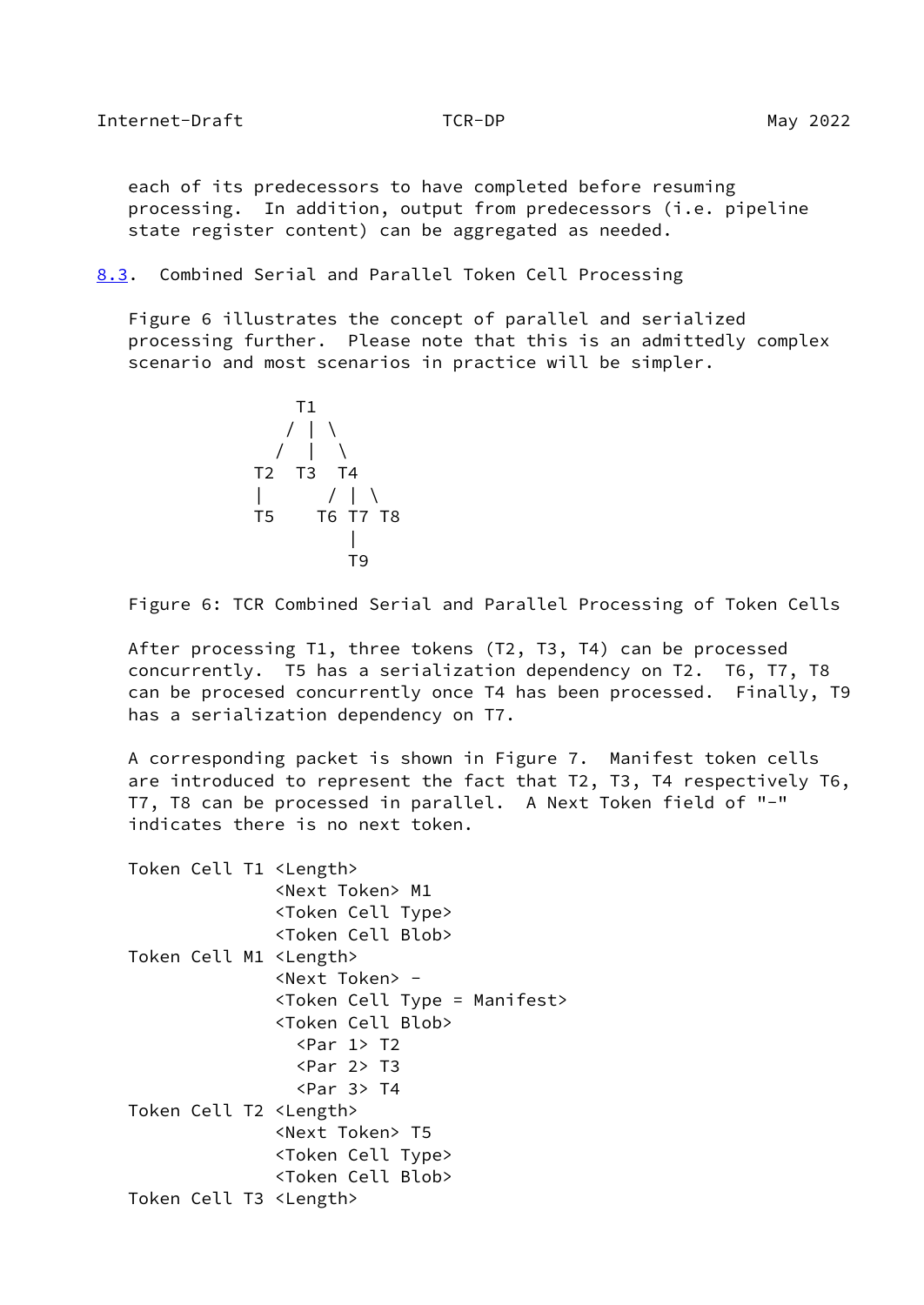each of its predecessors to have completed before resuming processing. In addition, output from predecessors (i.e. pipeline state register content) can be aggregated as needed.

### 8.3. Combined Serial and Parallel Token Cell Processing

Figure 6 illustrates the concept of parallel and serialized processing further. Please note that this is an admittedly complex scenario and most scenarios in practice will be simpler.

```
              T1
             / | \
            /  |  \
          T2  T3  T4
          |      / | \
          T5    T6 T7 T8
                   |
                   T9
```

Figure 6: TCR Combined Serial and Parallel Processing of Token Cells

After processing T1, three tokens (T2, T3, T4) can be processed concurrently. T5 has a serialization dependency on T2. T6, T7, T8 can be proceded concurrently once T4 has been processed. Finally, T9 has a serialization dependency on T7.

A corresponding packet is shown in Figure 7. Manifest token cells are introduced to represent the fact that T2, T3, T4 respectively T6, T7, T8 can be processed in parallel. A Next Token field of "-" indicates there is no next token.

```
Token Cell T1 <Length>
              <Next Token> M1
              <Token Cell Type>
              <Token Cell Blob>
Token Cell M1 <Length>
              <Next Token> -
              <Token Cell Type = Manifest>
              <Token Cell Blob>
                <Par 1> T2
                <Par 2> T3
                <Par 3> T4
Token Cell T2 <Length>
              <Next Token> T5
              <Token Cell Type>
              <Token Cell Blob>
Token Cell T3 <Length>
```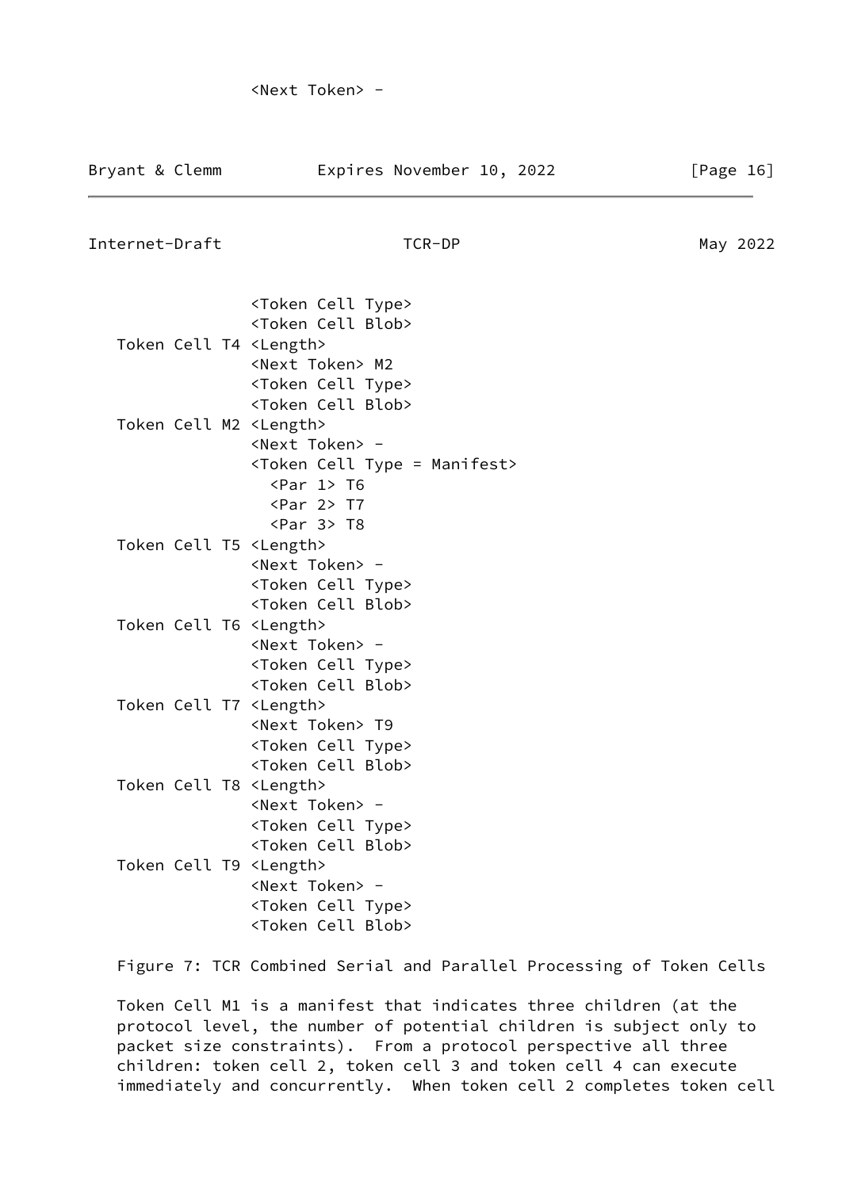```
                 <Next Token> -
```

```
                 <Token Cell Type>
                 <Token Cell Blob>
   Token Cell T4 <Length>
                 <Next Token> M2
                 <Token Cell Type>
                 <Token Cell Blob>
   Token Cell M2 <Length>
                 <Next Token> -
                 <Token Cell Type = Manifest>
                   <Par 1> T6
                   <Par 2> T7
                   <Par 3> T8
   Token Cell T5 <Length>
                 <Next Token> -
                 <Token Cell Type>
                 <Token Cell Blob>
   Token Cell T6 <Length>
                 <Next Token> -
                 <Token Cell Type>
                 <Token Cell Blob>
   Token Cell T7 <Length>
                 <Next Token> T9
                 <Token Cell Type>
                 <Token Cell Blob>
   Token Cell T8 <Length>
                 <Next Token> -
                 <Token Cell Type>
                 <Token Cell Blob>
   Token Cell T9 <Length>
                 <Next Token> -
                 <Token Cell Type>
                 <Token Cell Blob>
```

Figure 7: TCR Combined Serial and Parallel Processing of Token Cells

Token Cell M1 is a manifest that indicates three children (at the protocol level, the number of potential children is subject only to packet size constraints). From a protocol perspective all three children: token cell 2, token cell 3 and token cell 4 can execute immediately and concurrently. When token cell 2 completes token cell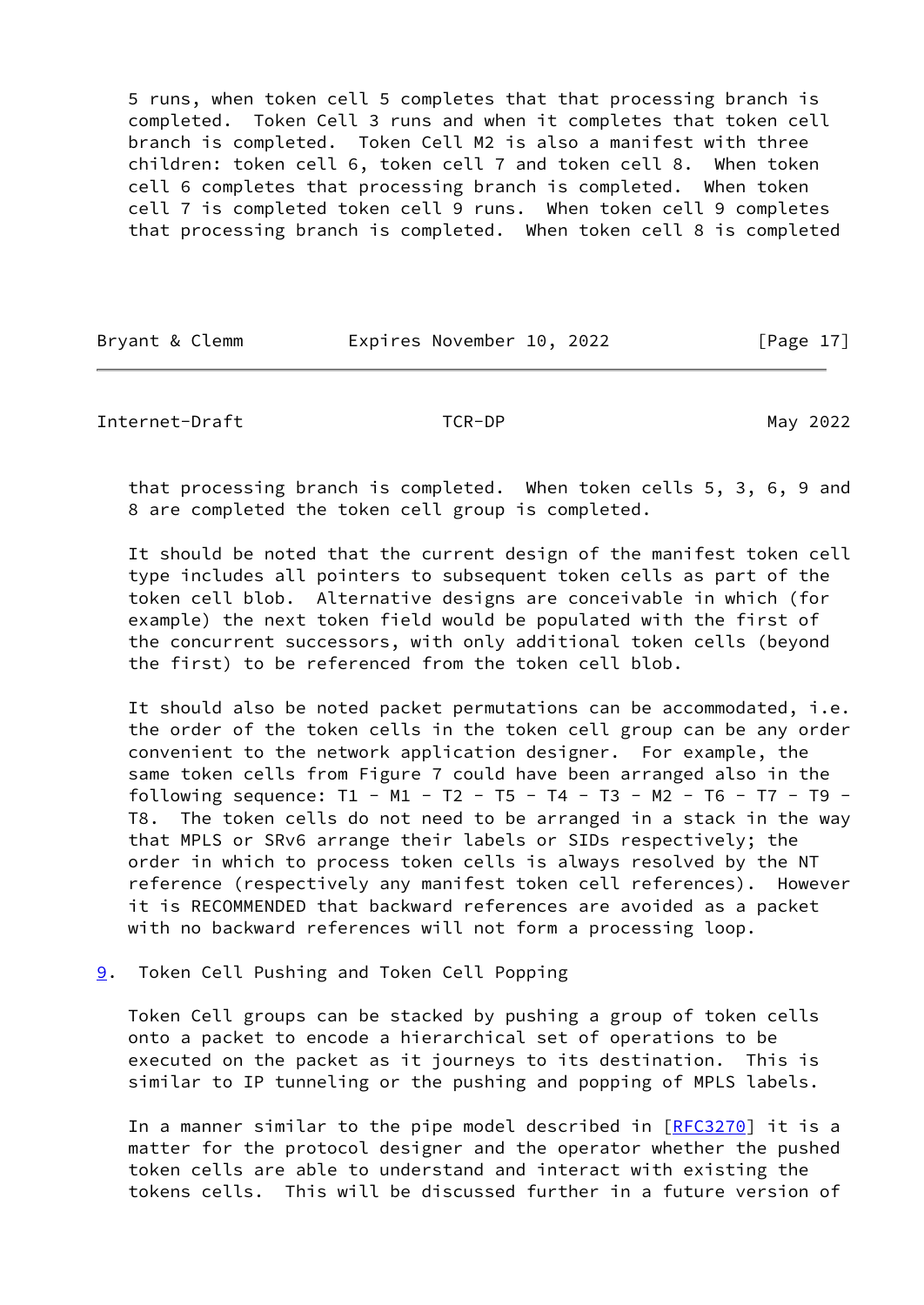5 runs, when token cell 5 completes that that processing branch is completed. Token Cell 3 runs and when it completes that token cell branch is completed. Token Cell M2 is also a manifest with three children: token cell 6, token cell 7 and token cell 8. When token cell 6 completes that processing branch is completed. When token cell 7 is completed token cell 9 runs. When token cell 9 completes that processing branch is completed. When token cell 8 is completed that processing branch is completed. When token cells 5, 3, 6, 9 and 8 are completed the token cell group is completed.

It should be noted that the current design of the manifest token cell type includes all pointers to subsequent token cells as part of the token cell blob. Alternative designs are conceivable in which (for example) the next token field would be populated with the first of the concurrent successors, with only additional token cells (beyond the first) to be referenced from the token cell blob.

It should also be noted packet permutations can be accommodated, i.e. the order of the token cells in the token cell group can be any order convenient to the network application designer. For example, the same token cells from Figure 7 could have been arranged also in the following sequence: T1 - M1 - T2 - T5 - T4 - T3 - M2 - T6 - T7 - T9 - T8. The token cells do not need to be arranged in a stack in the way that MPLS or SRv6 arrange their labels or SIDs respectively; the order in which to process token cells is always resolved by the NT reference (respectively any manifest token cell references). However it is RECOMMENDED that backward references are avoided as a packet with no backward references will not form a processing loop.

## 9. Token Cell Pushing and Token Cell Popping

Token Cell groups can be stacked by pushing a group of token cells onto a packet to encode a hierarchical set of operations to be executed on the packet as it journeys to its destination. This is similar to IP tunneling or the pushing and popping of MPLS labels.

In a manner similar to the pipe model described in [RFC3270] it is a matter for the protocol designer and the operator whether the pushed token cells are able to understand and interact with existing the tokens cells. This will be discussed further in a future version of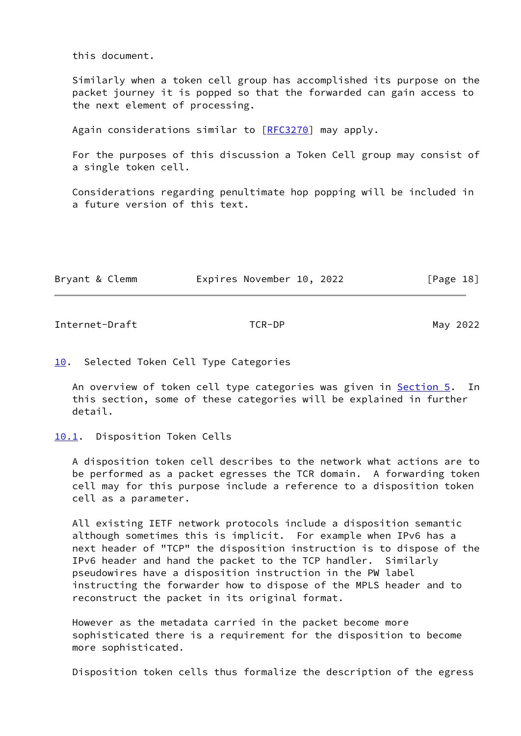this document.

Similarly when a token cell group has accomplished its purpose on the packet journey it is popped so that the forwarded can gain access to the next element of processing.

Again considerations similar to [RFC3270] may apply.

For the purposes of this discussion a Token Cell group may consist of a single token cell.

Considerations regarding penultimate hop popping will be included in a future version of this text.

## 10. Selected Token Cell Type Categories

An overview of token cell type categories was given in Section 5. In this section, some of these categories will be explained in further detail.

### 10.1. Disposition Token Cells

A disposition token cell describes to the network what actions are to be performed as a packet egresses the TCR domain. A forwarding token cell may for this purpose include a reference to a disposition token cell as a parameter.

All existing IETF network protocols include a disposition semantic although sometimes this is implicit. For example when IPv6 has a next header of "TCP" the disposition instruction is to dispose of the IPv6 header and hand the packet to the TCP handler. Similarly pseudowires have a disposition instruction in the PW label instructing the forwarder how to dispose of the MPLS header and to reconstruct the packet in its original format.

However as the metadata carried in the packet become more sophisticated there is a requirement for the disposition to become more sophisticated.

Disposition token cells thus formalize the description of the egress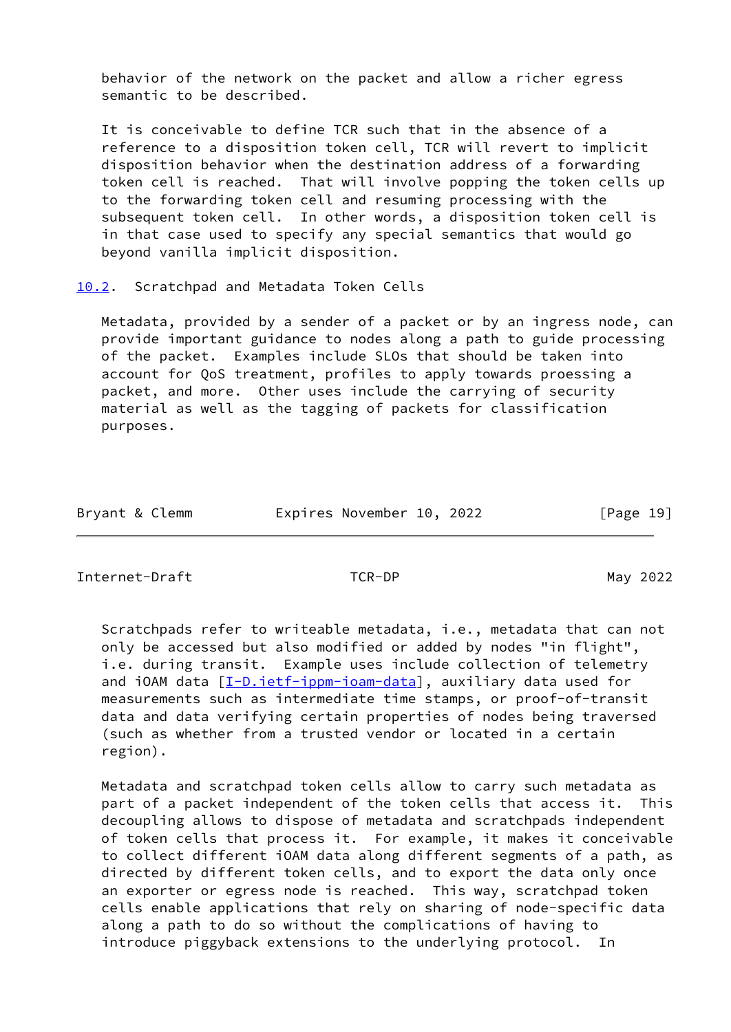behavior of the network on the packet and allow a richer egress semantic to be described.

It is conceivable to define TCR such that in the absence of a reference to a disposition token cell, TCR will revert to implicit disposition behavior when the destination address of a forwarding token cell is reached. That will involve popping the token cells up to the forwarding token cell and resuming processing with the subsequent token cell. In other words, a disposition token cell is in that case used to specify any special semantics that would go beyond vanilla implicit disposition.

## 10.2. Scratchpad and Metadata Token Cells

Metadata, provided by a sender of a packet or by an ingress node, can provide important guidance to nodes along a path to guide processing of the packet. Examples include SLOs that should be taken into account for QoS treatment, profiles to apply towards proessing a packet, and more. Other uses include the carrying of security material as well as the tagging of packets for classification purposes.

Scratchpads refer to writeable metadata, i.e., metadata that can not only be accessed but also modified or added by nodes "in flight", i.e. during transit. Example uses include collection of telemetry and iOAM data [I-D.ietf-ippm-ioam-data], auxiliary data used for measurements such as intermediate time stamps, or proof-of-transit data and data verifying certain properties of nodes being traversed (such as whether from a trusted vendor or located in a certain region).

Metadata and scratchpad token cells allow to carry such metadata as part of a packet independent of the token cells that access it. This decoupling allows to dispose of metadata and scratchpads independent of token cells that process it. For example, it makes it conceivable to collect different iOAM data along different segments of a path, as directed by different token cells, and to export the data only once an exporter or egress node is reached. This way, scratchpad token cells enable applications that rely on sharing of node-specific data along a path to do so without the complications of having to introduce piggyback extensions to the underlying protocol. In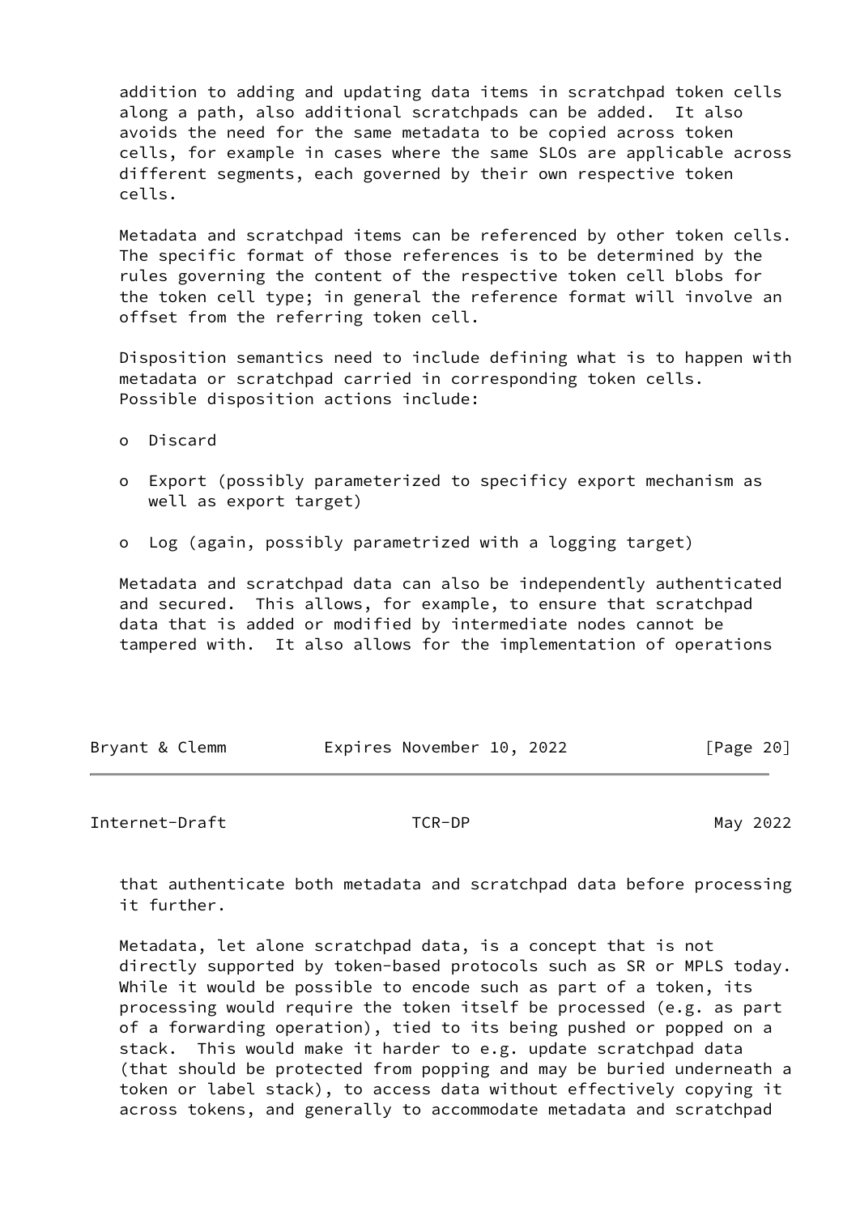addition to adding and updating data items in scratchpad token cells along a path, also additional scratchpads can be added. It also avoids the need for the same metadata to be copied across token cells, for example in cases where the same SLOs are applicable across different segments, each governed by their own respective token cells.

Metadata and scratchpad items can be referenced by other token cells. The specific format of those references is to be determined by the rules governing the content of the respective token cell blobs for the token cell type; in general the reference format will involve an offset from the referring token cell.

Disposition semantics need to include defining what is to happen with metadata or scratchpad carried in corresponding token cells. Possible disposition actions include:

- Discard
- Export (possibly parameterized to specificy export mechanism as well as export target)
- Log (again, possibly parametrized with a logging target)

Metadata and scratchpad data can also be independently authenticated and secured. This allows, for example, to ensure that scratchpad data that is added or modified by intermediate nodes cannot be tampered with. It also allows for the implementation of operations that authenticate both metadata and scratchpad data before processing it further.

Metadata, let alone scratchpad data, is a concept that is not directly supported by token-based protocols such as SR or MPLS today. While it would be possible to encode such as part of a token, its processing would require the token itself be processed (e.g. as part of a forwarding operation), tied to its being pushed or popped on a stack. This would make it harder to e.g. update scratchpad data (that should be protected from popping and may be buried underneath a token or label stack), to access data without effectively copying it across tokens, and generally to accommodate metadata and scratchpad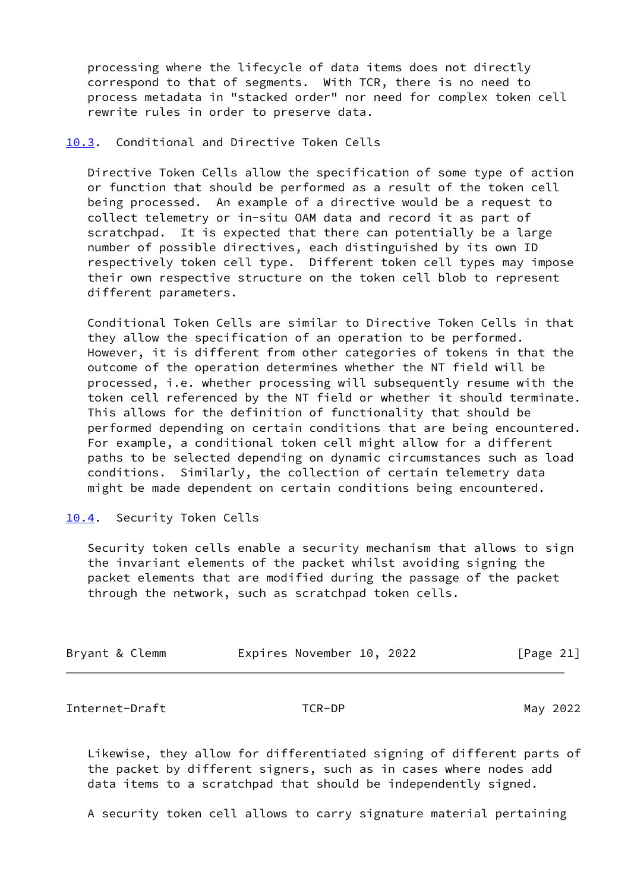processing where the lifecycle of data items does not directly correspond to that of segments. With TCR, there is no need to process metadata in "stacked order" nor need for complex token cell rewrite rules in order to preserve data.

### 10.3. Conditional and Directive Token Cells

Directive Token Cells allow the specification of some type of action or function that should be performed as a result of the token cell being processed. An example of a directive would be a request to collect telemetry or in-situ OAM data and record it as part of scratchpad. It is expected that there can potentially be a large number of possible directives, each distinguished by its own ID respectively token cell type. Different token cell types may impose their own respective structure on the token cell blob to represent different parameters.

Conditional Token Cells are similar to Directive Token Cells in that they allow the specification of an operation to be performed. However, it is different from other categories of tokens in that the outcome of the operation determines whether the NT field will be processed, i.e. whether processing will subsequently resume with the token cell referenced by the NT field or whether it should terminate. This allows for the definition of functionality that should be performed depending on certain conditions that are being encountered. For example, a conditional token cell might allow for a different paths to be selected depending on dynamic circumstances such as load conditions. Similarly, the collection of certain telemetry data might be made dependent on certain conditions being encountered.

### 10.4. Security Token Cells

Security token cells enable a security mechanism that allows to sign the invariant elements of the packet whilst avoiding signing the packet elements that are modified during the passage of the packet through the network, such as scratchpad token cells.

Likewise, they allow for differentiated signing of different parts of the packet by different signers, such as in cases where nodes add data items to a scratchpad that should be independently signed.

A security token cell allows to carry signature material pertaining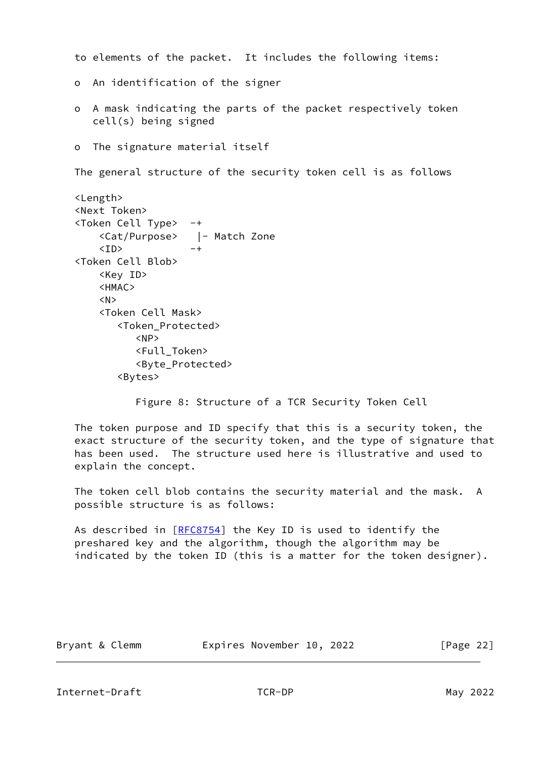to elements of the packet.  It includes the following items:

- An identification of the signer

- A mask indicating the parts of the packet respectively token cell(s) being signed

- The signature material itself

The general structure of the security token cell is as follows

```
<Length>
<Next Token>
<Token Cell Type>  -+
    <Cat/Purpose>   |- Match Zone
    <ID>           -+
<Token Cell Blob>
    <Key ID>
    <HMAC>
    <N>
    <Token Cell Mask>
       <Token_Protected>
          <NP>
          <Full_Token>
          <Byte_Protected>
       <Bytes>
```

Figure 8: Structure of a TCR Security Token Cell

The token purpose and ID specify that this is a security token, the exact structure of the security token, and the type of signature that has been used.  The structure used here is illustrative and used to explain the concept.

The token cell blob contains the security material and the mask.  A possible structure is as follows:

As described in [RFC8754] the Key ID is used to identify the preshared key and the algorithm, though the algorithm may be indicated by the token ID (this is a matter for the token designer).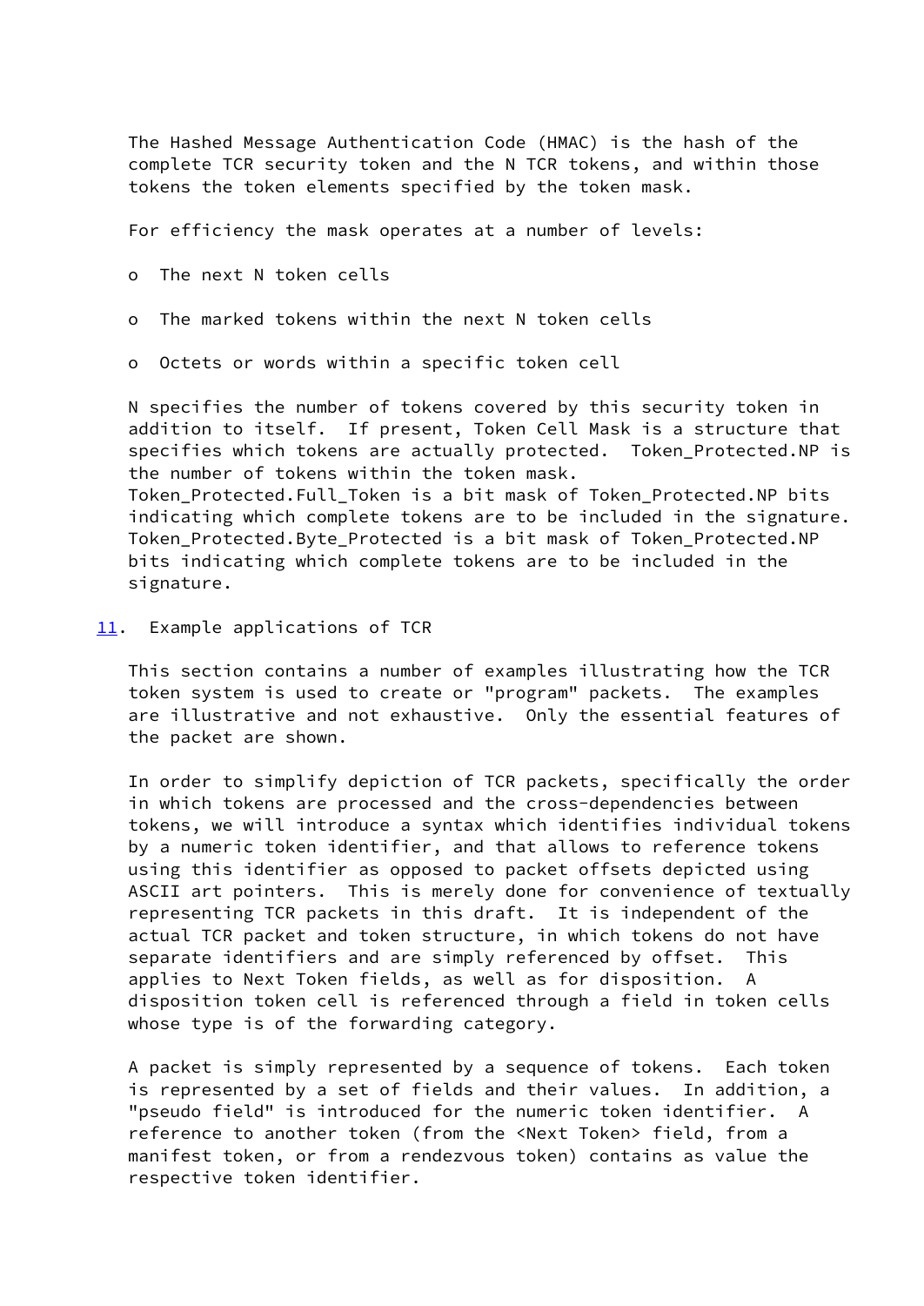The Hashed Message Authentication Code (HMAC) is the hash of the complete TCR security token and the N TCR tokens, and within those tokens the token elements specified by the token mask.

For efficiency the mask operates at a number of levels:

- The next N token cells
- The marked tokens within the next N token cells
- Octets or words within a specific token cell

N specifies the number of tokens covered by this security token in addition to itself. If present, Token Cell Mask is a structure that specifies which tokens are actually protected. Token_Protected.NP is the number of tokens within the token mask. Token_Protected.Full_Token is a bit mask of Token_Protected.NP bits indicating which complete tokens are to be included in the signature. Token_Protected.Byte_Protected is a bit mask of Token_Protected.NP bits indicating which complete tokens are to be included in the signature.

## 11. Example applications of TCR

This section contains a number of examples illustrating how the TCR token system is used to create or "program" packets. The examples are illustrative and not exhaustive. Only the essential features of the packet are shown.

In order to simplify depiction of TCR packets, specifically the order in which tokens are processed and the cross-dependencies between tokens, we will introduce a syntax which identifies individual tokens by a numeric token identifier, and that allows to reference tokens using this identifier as opposed to packet offsets depicted using ASCII art pointers. This is merely done for convenience of textually representing TCR packets in this draft. It is independent of the actual TCR packet and token structure, in which tokens do not have separate identifiers and are simply referenced by offset. This applies to Next Token fields, as well as for disposition. A disposition token cell is referenced through a field in token cells whose type is of the forwarding category.

A packet is simply represented by a sequence of tokens. Each token is represented by a set of fields and their values. In addition, a "pseudo field" is introduced for the numeric token identifier. A reference to another token (from the <Next Token> field, from a manifest token, or from a rendezvous token) contains as value the respective token identifier.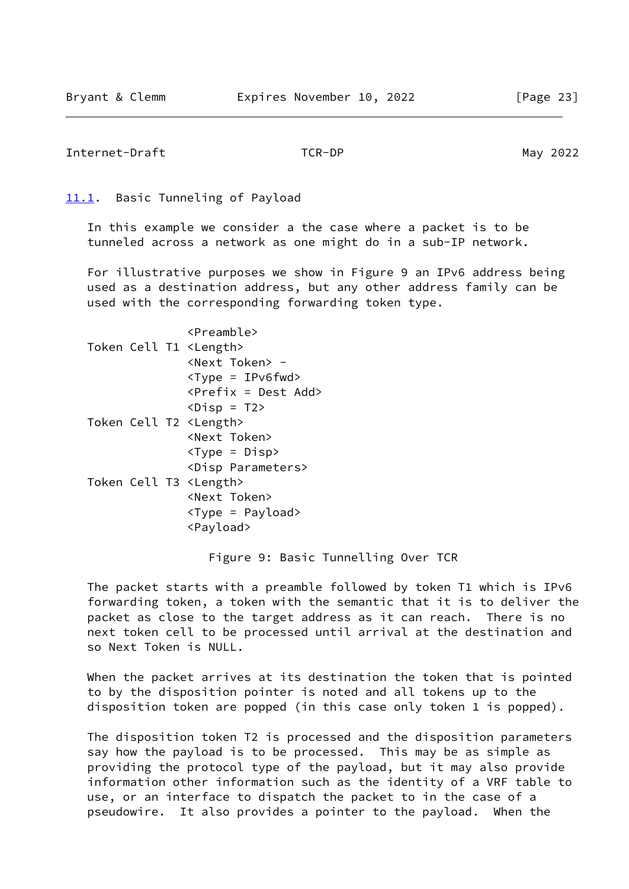## 11.1. Basic Tunneling of Payload

In this example we consider a the case where a packet is to be tunneled across a network as one might do in a sub-IP network.

For illustrative purposes we show in Figure 9 an IPv6 address being used as a destination address, but any other address family can be used with the corresponding forwarding token type.

```
               <Preamble>
Token Cell T1 <Length>
               <Next Token> -
               <Type = IPv6fwd>
               <Prefix = Dest Add>
               <Disp = T2>
Token Cell T2 <Length>
               <Next Token>
               <Type = Disp>
               <Disp Parameters>
Token Cell T3 <Length>
               <Next Token>
               <Type = Payload>
               <Payload>
```

Figure 9: Basic Tunnelling Over TCR

The packet starts with a preamble followed by token T1 which is IPv6 forwarding token, a token with the semantic that it is to deliver the packet as close to the target address as it can reach. There is no next token cell to be processed until arrival at the destination and so Next Token is NULL.

When the packet arrives at its destination the token that is pointed to by the disposition pointer is noted and all tokens up to the disposition token are popped (in this case only token 1 is popped).

The disposition token T2 is processed and the disposition parameters say how the payload is to be processed. This may be as simple as providing the protocol type of the payload, but it may also provide information other information such as the identity of a VRF table to use, or an interface to dispatch the packet to in the case of a pseudowire. It also provides a pointer to the payload. When the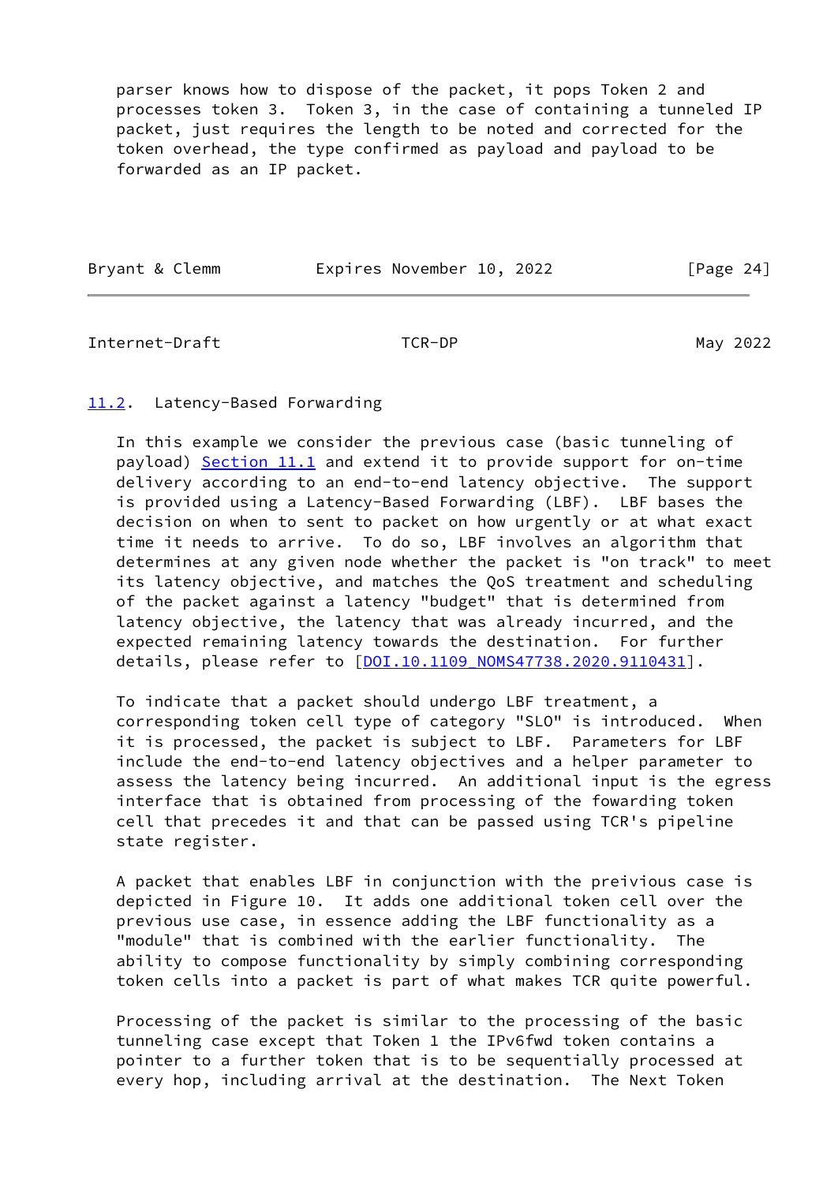parser knows how to dispose of the packet, it pops Token 2 and processes token 3. Token 3, in the case of containing a tunneled IP packet, just requires the length to be noted and corrected for the token overhead, the type confirmed as payload and payload to be forwarded as an IP packet.

## 11.2. Latency-Based Forwarding

In this example we consider the previous case (basic tunneling of payload) Section 11.1 and extend it to provide support for on-time delivery according to an end-to-end latency objective. The support is provided using a Latency-Based Forwarding (LBF). LBF bases the decision on when to sent to packet on how urgently or at what exact time it needs to arrive. To do so, LBF involves an algorithm that determines at any given node whether the packet is "on track" to meet its latency objective, and matches the QoS treatment and scheduling of the packet against a latency "budget" that is determined from latency objective, the latency that was already incurred, and the expected remaining latency towards the destination. For further details, please refer to [DOI.10.1109_NOMS47738.2020.9110431].

To indicate that a packet should undergo LBF treatment, a corresponding token cell type of category "SLO" is introduced. When it is processed, the packet is subject to LBF. Parameters for LBF include the end-to-end latency objectives and a helper parameter to assess the latency being incurred. An additional input is the egress interface that is obtained from processing of the fowarding token cell that precedes it and that can be passed using TCR's pipeline state register.

A packet that enables LBF in conjunction with the preivious case is depicted in Figure 10. It adds one additional token cell over the previous use case, in essence adding the LBF functionality as a "module" that is combined with the earlier functionality. The ability to compose functionality by simply combining corresponding token cells into a packet is part of what makes TCR quite powerful.

Processing of the packet is similar to the processing of the basic tunneling case except that Token 1 the IPv6fwd token contains a pointer to a further token that is to be sequentially processed at every hop, including arrival at the destination. The Next Token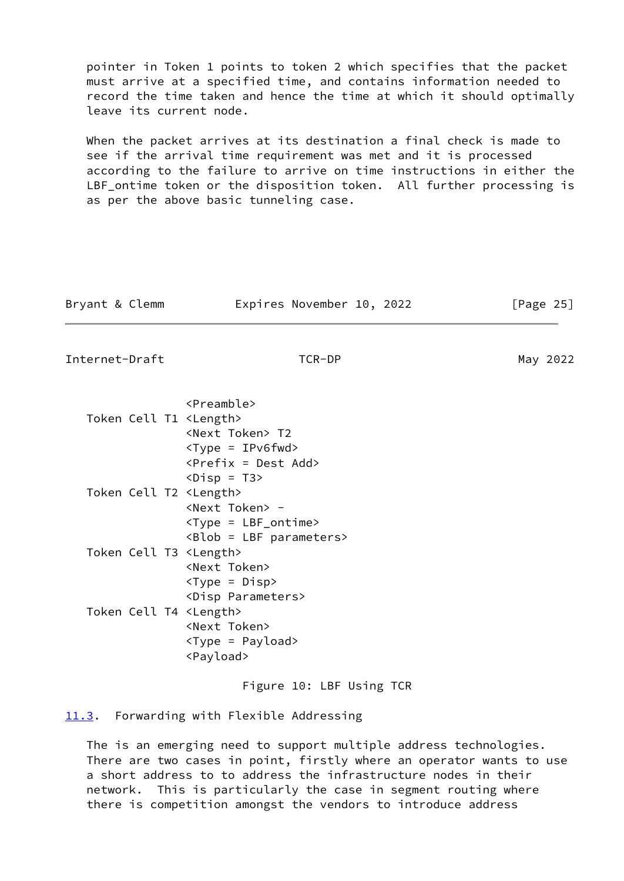pointer in Token 1 points to token 2 which specifies that the packet must arrive at a specified time, and contains information needed to record the time taken and hence the time at which it should optimally leave its current node.

When the packet arrives at its destination a final check is made to see if the arrival time requirement was met and it is processed according to the failure to arrive on time instructions in either the LBF_ontime token or the disposition token.  All further processing is as per the above basic tunneling case.

```
                 <Preamble>
   Token Cell T1 <Length>
                 <Next Token> T2
                 <Type = IPv6fwd>
                 <Prefix = Dest Add>
                 <Disp = T3>
   Token Cell T2 <Length>
                 <Next Token> -
                 <Type = LBF_ontime>
                 <Blob = LBF parameters>
   Token Cell T3 <Length>
                 <Next Token>
                 <Type = Disp>
                 <Disp Parameters>
   Token Cell T4 <Length>
                 <Next Token>
                 <Type = Payload>
                 <Payload>
```

Figure 10: LBF Using TCR

### 11.3. Forwarding with Flexible Addressing

The is an emerging need to support multiple address technologies. There are two cases in point, firstly where an operator wants to use a short address to to address the infrastructure nodes in their network.  This is particularly the case in segment routing where there is competition amongst the vendors to introduce address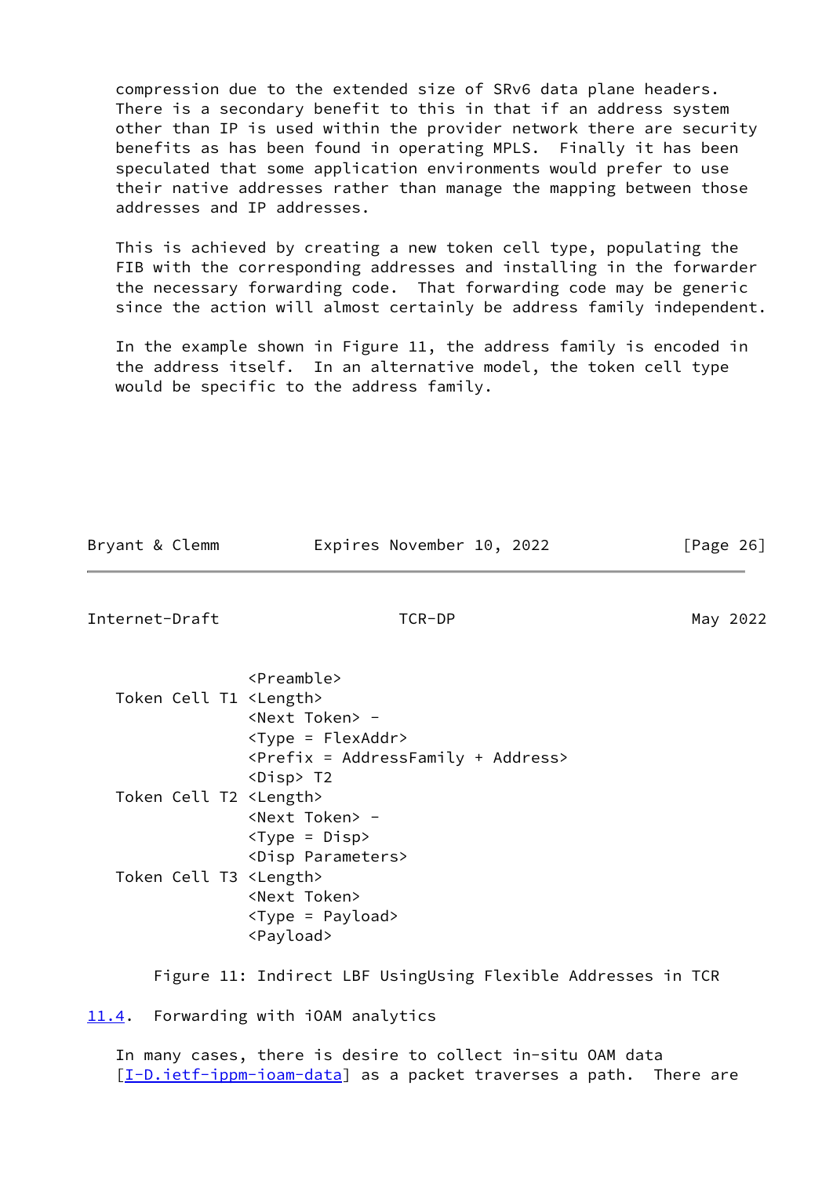compression due to the extended size of SRv6 data plane headers. There is a secondary benefit to this in that if an address system other than IP is used within the provider network there are security benefits as has been found in operating MPLS. Finally it has been speculated that some application environments would prefer to use their native addresses rather than manage the mapping between those addresses and IP addresses.

This is achieved by creating a new token cell type, populating the FIB with the corresponding addresses and installing in the forwarder the necessary forwarding code. That forwarding code may be generic since the action will almost certainly be address family independent.

In the example shown in Figure 11, the address family is encoded in the address itself. In an alternative model, the token cell type would be specific to the address family.

```
                 <Preamble>
   Token Cell T1 <Length>
                 <Next Token> -
                 <Type = FlexAddr>
                 <Prefix = AddressFamily + Address>
                 <Disp> T2
   Token Cell T2 <Length>
                 <Next Token> -
                 <Type = Disp>
                 <Disp Parameters>
   Token Cell T3 <Length>
                 <Next Token>
                 <Type = Payload>
                 <Payload>
```

Figure 11: Indirect LBF UsingUsing Flexible Addresses in TCR

## 11.4. Forwarding with iOAM analytics

In many cases, there is desire to collect in-situ OAM data [I-D.ietf-ippm-ioam-data] as a packet traverses a path. There are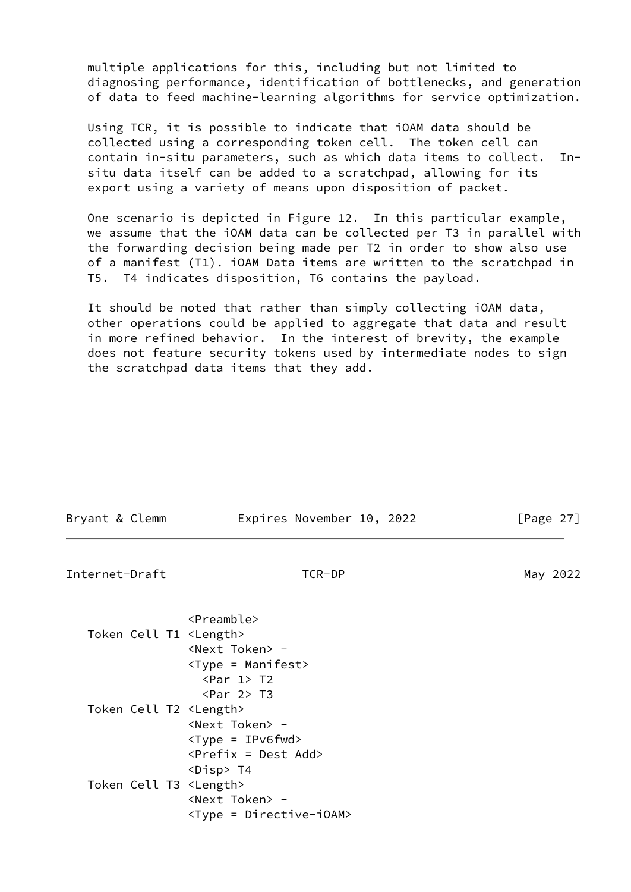multiple applications for this, including but not limited to diagnosing performance, identification of bottlenecks, and generation of data to feed machine-learning algorithms for service optimization.

Using TCR, it is possible to indicate that iOAM data should be collected using a corresponding token cell. The token cell can contain in-situ parameters, such as which data items to collect. In-situ data itself can be added to a scratchpad, allowing for its export using a variety of means upon disposition of packet.

One scenario is depicted in Figure 12. In this particular example, we assume that the iOAM data can be collected per T3 in parallel with the forwarding decision being made per T2 in order to show also use of a manifest (T1). iOAM Data items are written to the scratchpad in T5. T4 indicates disposition, T6 contains the payload.

It should be noted that rather than simply collecting iOAM data, other operations could be applied to aggregate that data and result in more refined behavior. In the interest of brevity, the example does not feature security tokens used by intermediate nodes to sign the scratchpad data items that they add.

```
               <Preamble>
Token Cell T1 <Length>
               <Next Token> -
               <Type = Manifest>
                 <Par 1> T2
                 <Par 2> T3
Token Cell T2 <Length>
               <Next Token> -
               <Type = IPv6fwd>
               <Prefix = Dest Add>
               <Disp> T4
Token Cell T3 <Length>
               <Next Token> -
               <Type = Directive-iOAM>
```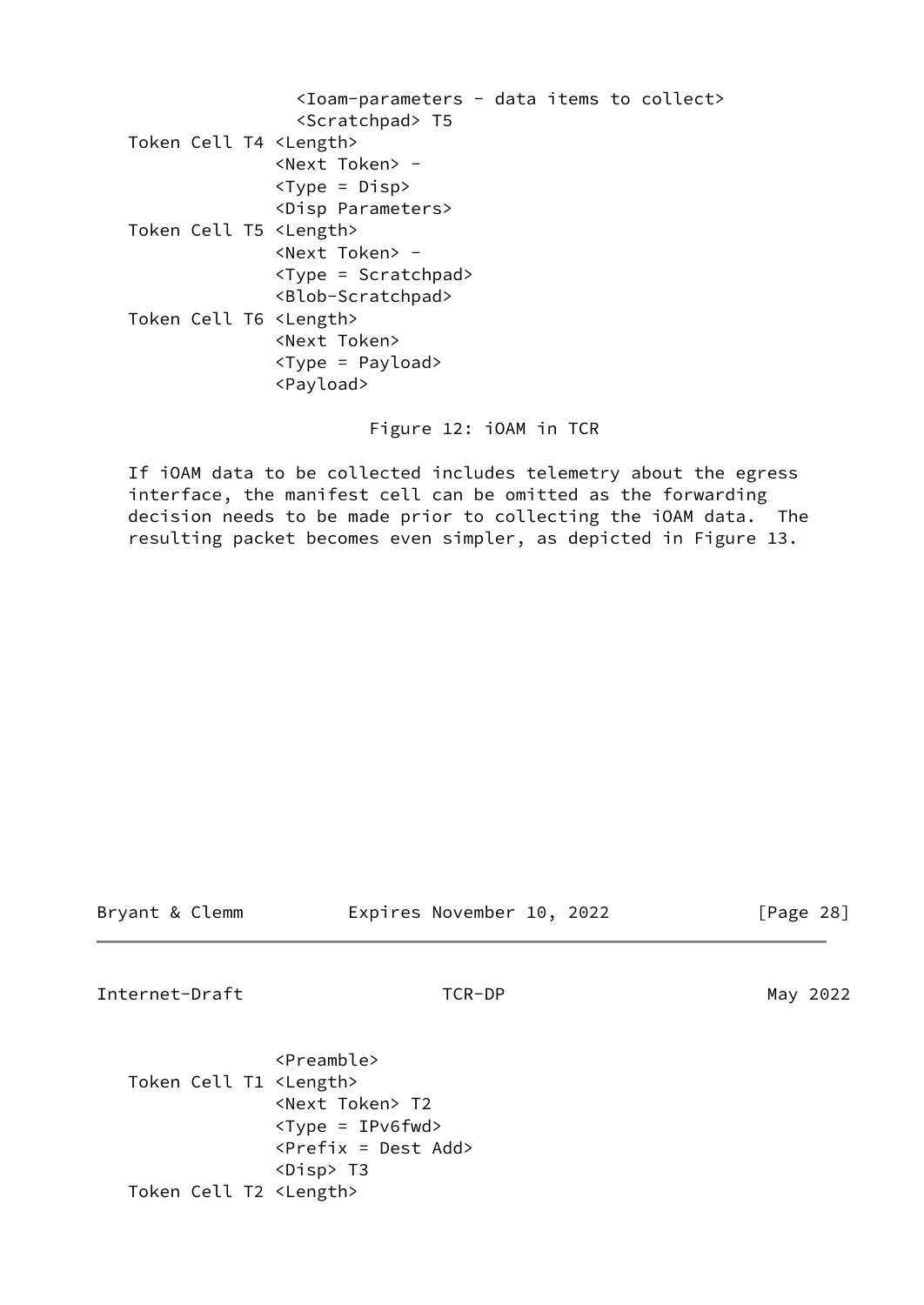```
                 <Ioam-parameters - data items to collect>
                 <Scratchpad> T5
   Token Cell T4 <Length>
                 <Next Token> -
                 <Type = Disp>
                 <Disp Parameters>
   Token Cell T5 <Length>
                 <Next Token> -
                 <Type = Scratchpad>
                 <Blob-Scratchpad>
   Token Cell T6 <Length>
                 <Next Token>
                 <Type = Payload>
                 <Payload>
```

Figure 12: iOAM in TCR

If iOAM data to be collected includes telemetry about the egress interface, the manifest cell can be omitted as the forwarding decision needs to be made prior to collecting the iOAM data. The resulting packet becomes even simpler, as depicted in Figure 13.

```
                 <Preamble>
   Token Cell T1 <Length>
                 <Next Token> T2
                 <Type = IPv6fwd>
                 <Prefix = Dest Add>
                 <Disp> T3
   Token Cell T2 <Length>
```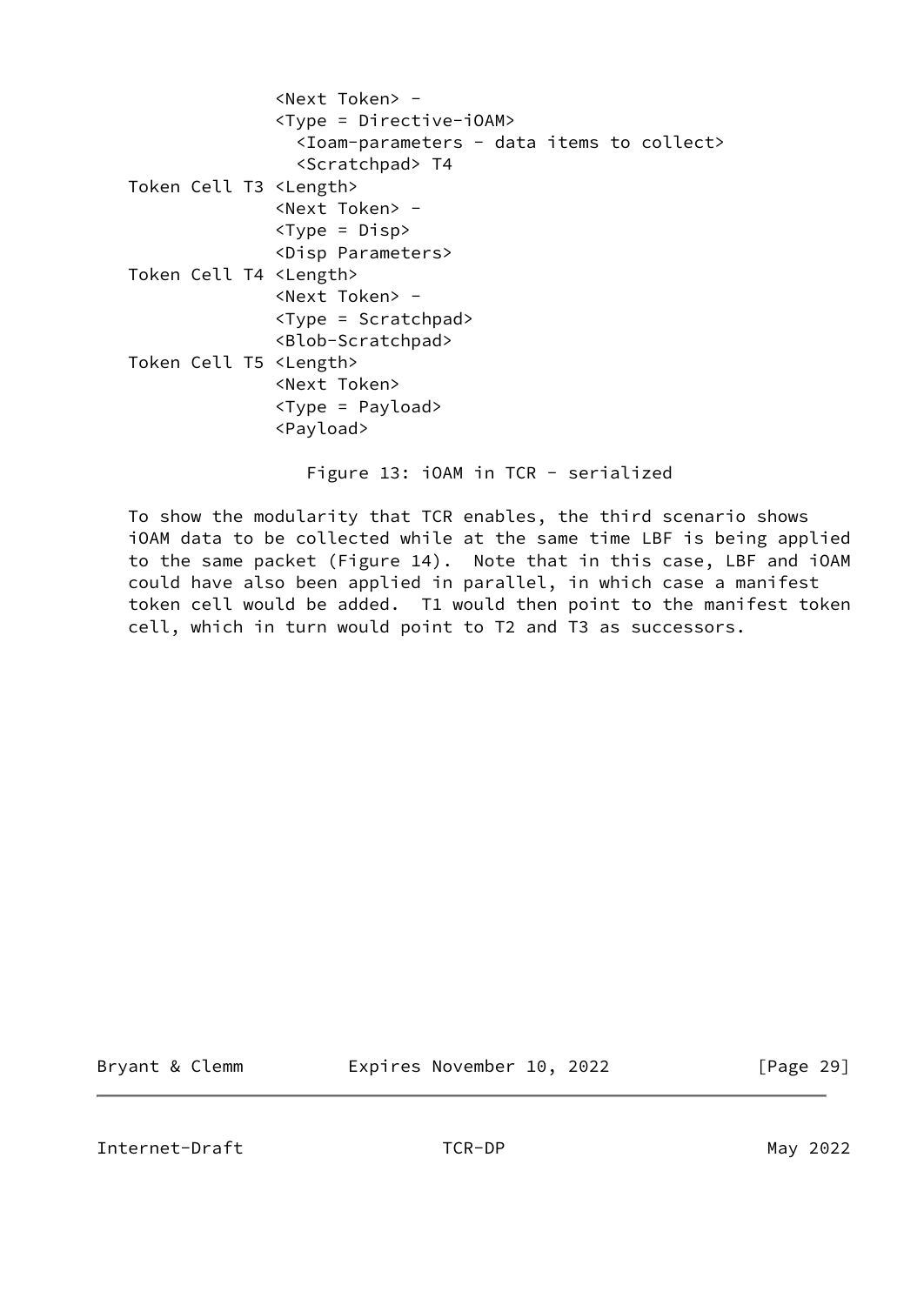```
                <Next Token> -
                <Type = Directive-iOAM>
                  <Ioam-parameters - data items to collect>
                  <Scratchpad> T4
   Token Cell T3 <Length>
                <Next Token> -
                <Type = Disp>
                <Disp Parameters>
   Token Cell T4 <Length>
                <Next Token> -
                <Type = Scratchpad>
                <Blob-Scratchpad>
   Token Cell T5 <Length>
                <Next Token>
                <Type = Payload>
                <Payload>
```

Figure 13: iOAM in TCR - serialized

To show the modularity that TCR enables, the third scenario shows iOAM data to be collected while at the same time LBF is being applied to the same packet (Figure 14). Note that in this case, LBF and iOAM could have also been applied in parallel, in which case a manifest token cell would be added. T1 would then point to the manifest token cell, which in turn would point to T2 and T3 as successors.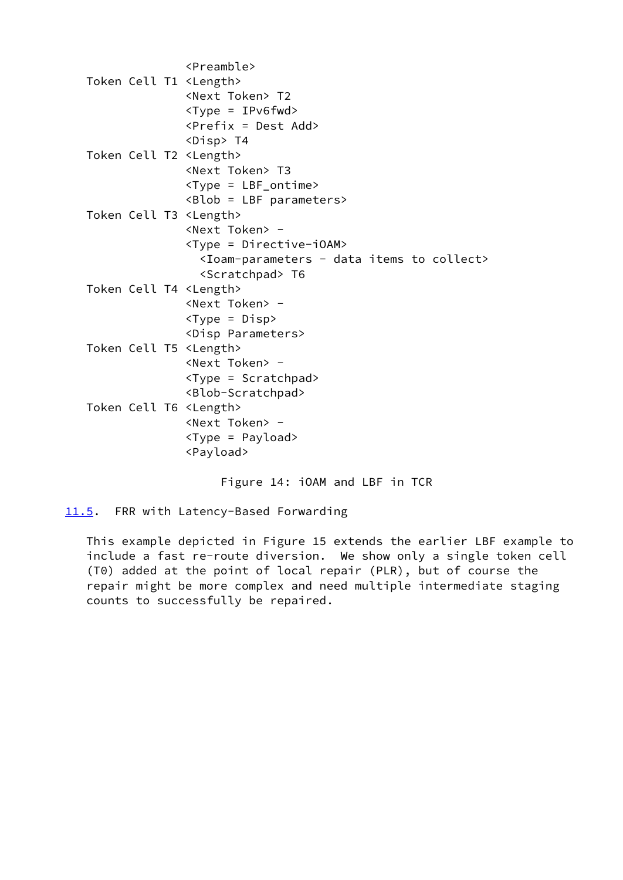```
                 <Preamble>
   Token Cell T1 <Length>
                 <Next Token> T2
                 <Type = IPv6fwd>
                 <Prefix = Dest Add>
                 <Disp> T4
   Token Cell T2 <Length>
                 <Next Token> T3
                 <Type = LBF_ontime>
                 <Blob = LBF parameters>
   Token Cell T3 <Length>
                 <Next Token> -
                 <Type = Directive-iOAM>
                   <Ioam-parameters - data items to collect>
                   <Scratchpad> T6
   Token Cell T4 <Length>
                 <Next Token> -
                 <Type = Disp>
                 <Disp Parameters>
   Token Cell T5 <Length>
                 <Next Token> -
                 <Type = Scratchpad>
                 <Blob-Scratchpad>
   Token Cell T6 <Length>
                 <Next Token> -
                 <Type = Payload>
                 <Payload>
```

Figure 14: iOAM and LBF in TCR

### 11.5. FRR with Latency-Based Forwarding

This example depicted in Figure 15 extends the earlier LBF example to include a fast re-route diversion. We show only a single token cell (T0) added at the point of local repair (PLR), but of course the repair might be more complex and need multiple intermediate staging counts to successfully be repaired.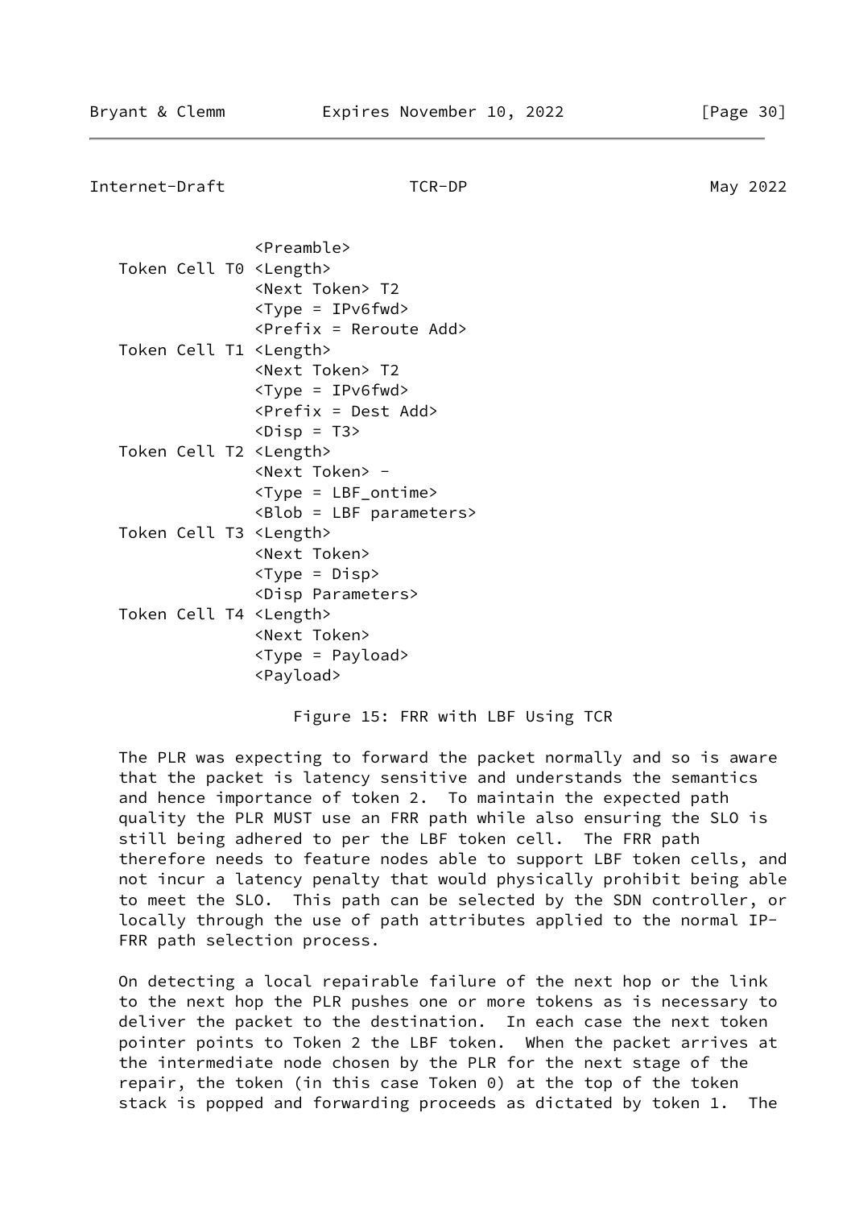```
                 <Preamble>
   Token Cell T0 <Length>
                 <Next Token> T2
                 <Type = IPv6fwd>
                 <Prefix = Reroute Add>
   Token Cell T1 <Length>
                 <Next Token> T2
                 <Type = IPv6fwd>
                 <Prefix = Dest Add>
                 <Disp = T3>
   Token Cell T2 <Length>
                 <Next Token> -
                 <Type = LBF_ontime>
                 <Blob = LBF parameters>
   Token Cell T3 <Length>
                 <Next Token>
                 <Type = Disp>
                 <Disp Parameters>
   Token Cell T4 <Length>
                 <Next Token>
                 <Type = Payload>
                 <Payload>
```

Figure 15: FRR with LBF Using TCR

The PLR was expecting to forward the packet normally and so is aware that the packet is latency sensitive and understands the semantics and hence importance of token 2. To maintain the expected path quality the PLR MUST use an FRR path while also ensuring the SLO is still being adhered to per the LBF token cell. The FRR path therefore needs to feature nodes able to support LBF token cells, and not incur a latency penalty that would physically prohibit being able to meet the SLO. This path can be selected by the SDN controller, or locally through the use of path attributes applied to the normal IP-FRR path selection process.

On detecting a local repairable failure of the next hop or the link to the next hop the PLR pushes one or more tokens as is necessary to deliver the packet to the destination. In each case the next token pointer points to Token 2 the LBF token. When the packet arrives at the intermediate node chosen by the PLR for the next stage of the repair, the token (in this case Token 0) at the top of the token stack is popped and forwarding proceeds as dictated by token 1. The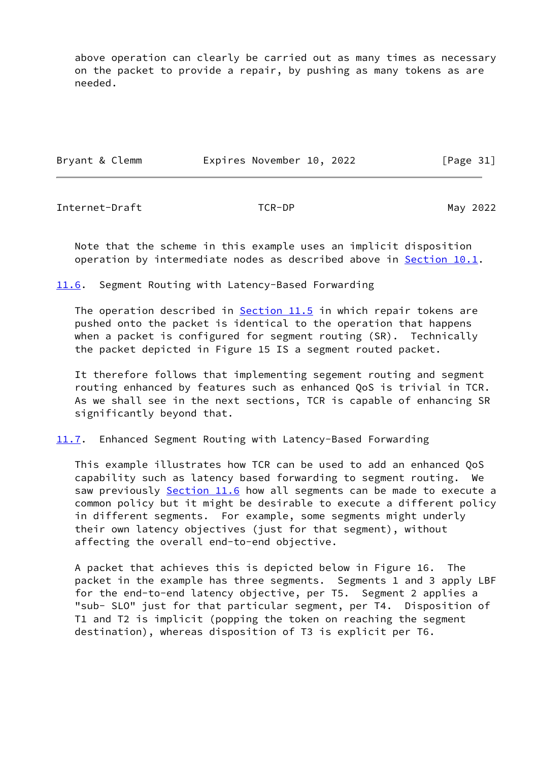above operation can clearly be carried out as many times as necessary on the packet to provide a repair, by pushing as many tokens as are needed.

Note that the scheme in this example uses an implicit disposition operation by intermediate nodes as described above in Section 10.1.

## 11.6. Segment Routing with Latency-Based Forwarding

The operation described in Section 11.5 in which repair tokens are pushed onto the packet is identical to the operation that happens when a packet is configured for segment routing (SR). Technically the packet depicted in Figure 15 IS a segment routed packet.

It therefore follows that implementing segement routing and segment routing enhanced by features such as enhanced QoS is trivial in TCR. As we shall see in the next sections, TCR is capable of enhancing SR significantly beyond that.

## 11.7. Enhanced Segment Routing with Latency-Based Forwarding

This example illustrates how TCR can be used to add an enhanced QoS capability such as latency based forwarding to segment routing. We saw previously Section 11.6 how all segments can be made to execute a common policy but it might be desirable to execute a different policy in different segments. For example, some segments might underly their own latency objectives (just for that segment), without affecting the overall end-to-end objective.

A packet that achieves this is depicted below in Figure 16. The packet in the example has three segments. Segments 1 and 3 apply LBF for the end-to-end latency objective, per T5. Segment 2 applies a "sub- SLO" just for that particular segment, per T4. Disposition of T1 and T2 is implicit (popping the token on reaching the segment destination), whereas disposition of T3 is explicit per T6.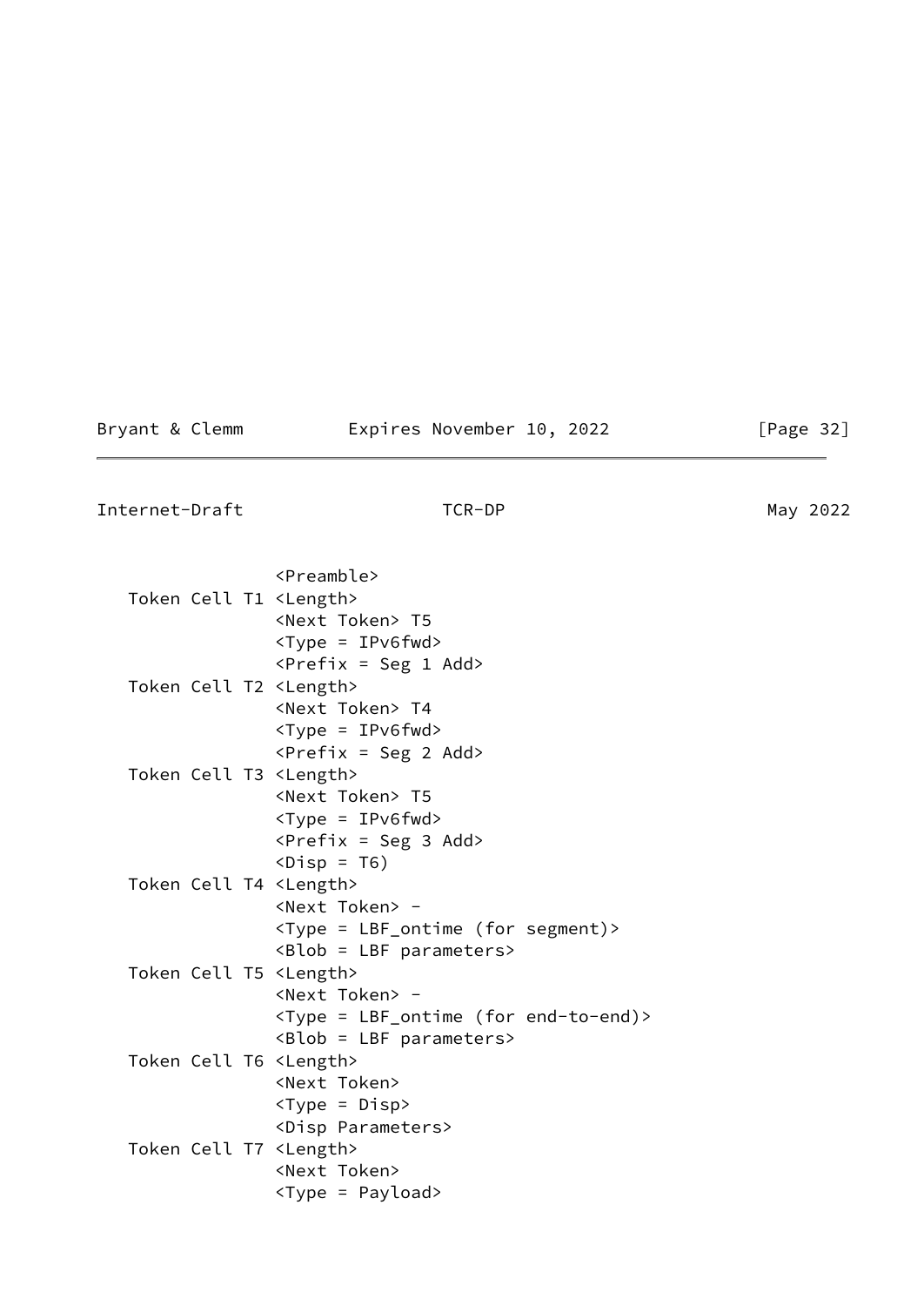```
                 <Preamble>
   Token Cell T1 <Length>
                 <Next Token> T5
                 <Type = IPv6fwd>
                 <Prefix = Seg 1 Add>
   Token Cell T2 <Length>
                 <Next Token> T4
                 <Type = IPv6fwd>
                 <Prefix = Seg 2 Add>
   Token Cell T3 <Length>
                 <Next Token> T5
                 <Type = IPv6fwd>
                 <Prefix = Seg 3 Add>
                 <Disp = T6)
   Token Cell T4 <Length>
                 <Next Token> -
                 <Type = LBF_ontime (for segment)>
                 <Blob = LBF parameters>
   Token Cell T5 <Length>
                 <Next Token> -
                 <Type = LBF_ontime (for end-to-end)>
                 <Blob = LBF parameters>
   Token Cell T6 <Length>
                 <Next Token>
                 <Type = Disp>
                 <Disp Parameters>
   Token Cell T7 <Length>
                 <Next Token>
                 <Type = Payload>
```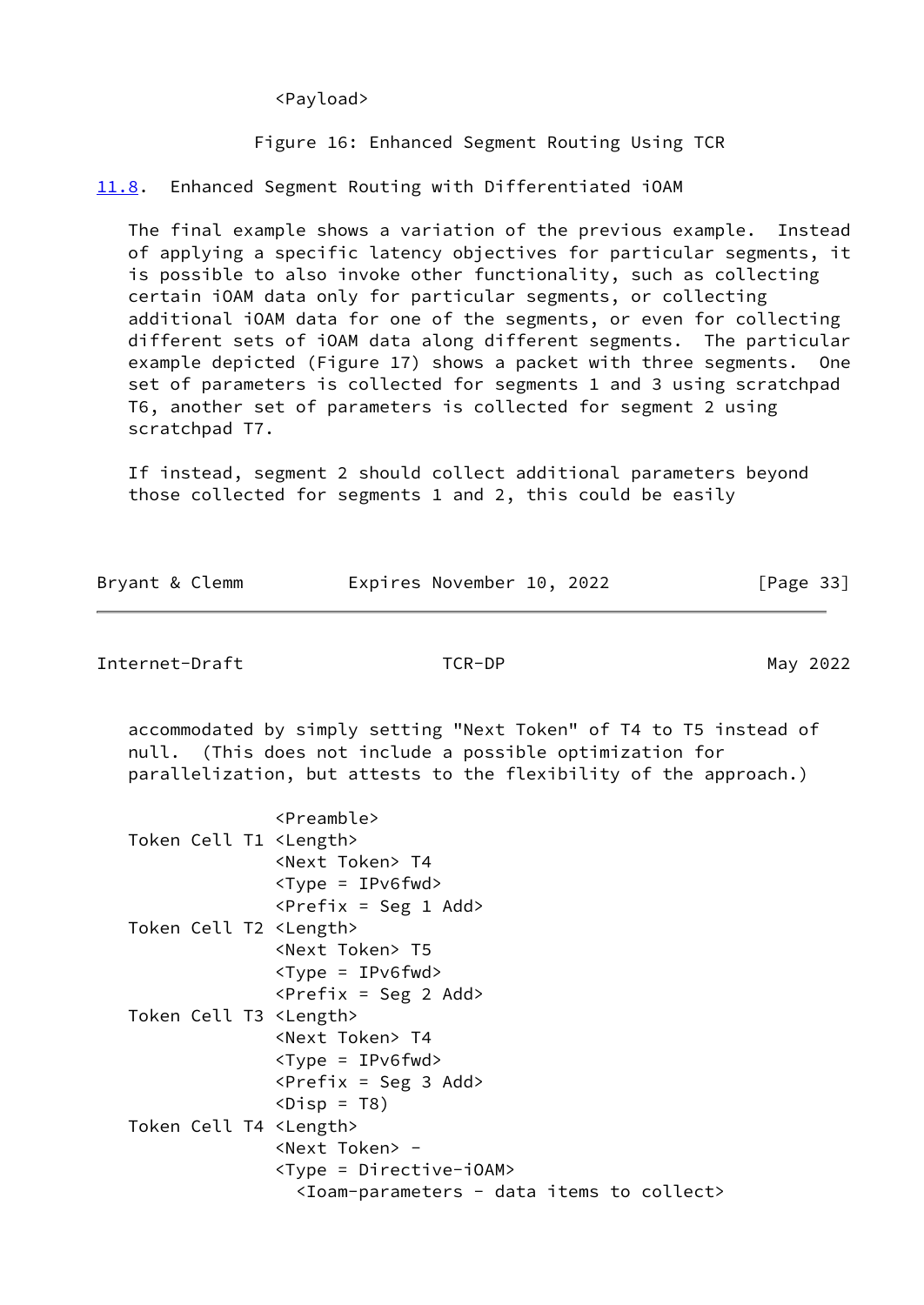```
                <Payload>
```

Figure 16: Enhanced Segment Routing Using TCR

## 11.8. Enhanced Segment Routing with Differentiated iOAM

The final example shows a variation of the previous example. Instead of applying a specific latency objectives for particular segments, it is possible to also invoke other functionality, such as collecting certain iOAM data only for particular segments, or collecting additional iOAM data for one of the segments, or even for collecting different sets of iOAM data along different segments. The particular example depicted (Figure 17) shows a packet with three segments. One set of parameters is collected for segments 1 and 3 using scratchpad T6, another set of parameters is collected for segment 2 using scratchpad T7.

If instead, segment 2 should collect additional parameters beyond those collected for segments 1 and 2, this could be easily accommodated by simply setting "Next Token" of T4 to T5 instead of null. (This does not include a possible optimization for parallelization, but attests to the flexibility of the approach.)

```
                <Preamble>
   Token Cell T1 <Length>
                <Next Token> T4
                <Type = IPv6fwd>
                <Prefix = Seg 1 Add>
   Token Cell T2 <Length>
                <Next Token> T5
                <Type = IPv6fwd>
                <Prefix = Seg 2 Add>
   Token Cell T3 <Length>
                <Next Token> T4
                <Type = IPv6fwd>
                <Prefix = Seg 3 Add>
                <Disp = T8)
   Token Cell T4 <Length>
                <Next Token> -
                <Type = Directive-iOAM>
                  <Ioam-parameters - data items to collect>
```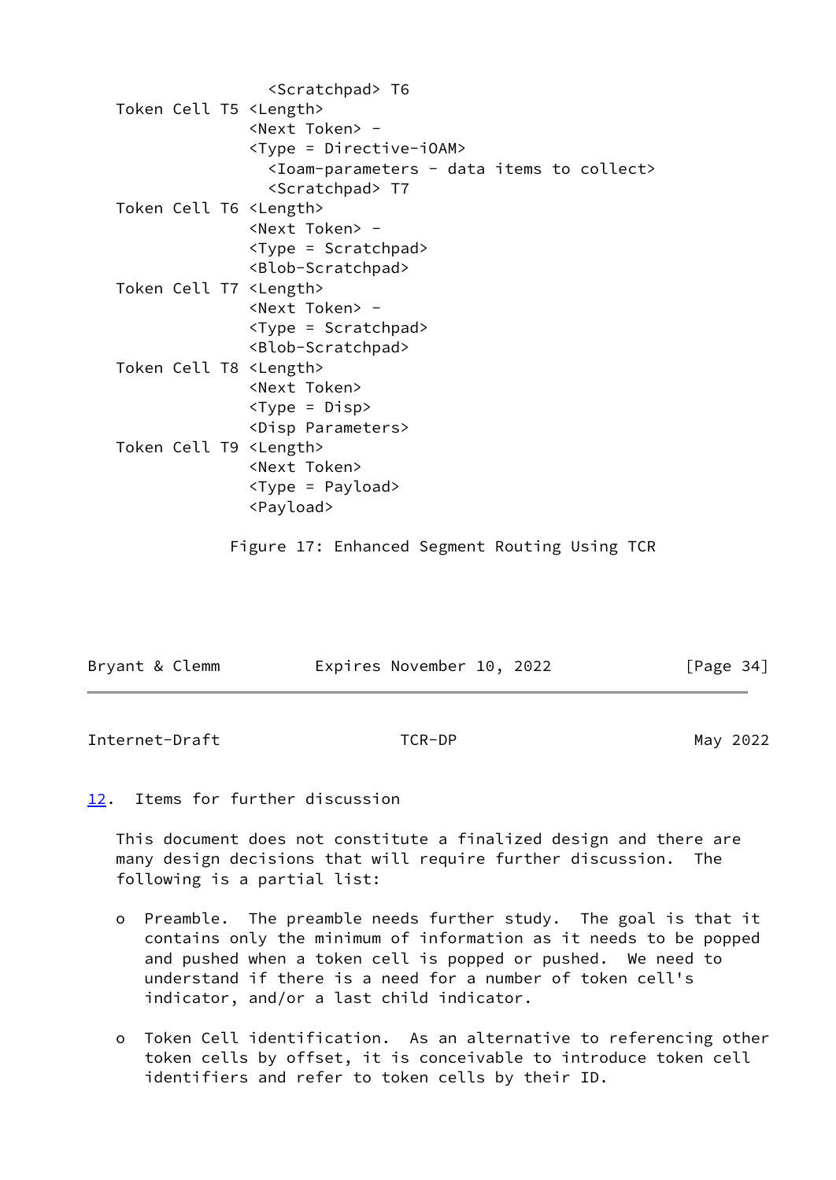```
                     <Scratchpad> T6
   Token Cell T5 <Length>
                   <Next Token> -
                   <Type = Directive-iOAM>
                     <Ioam-parameters - data items to collect>
                     <Scratchpad> T7
   Token Cell T6 <Length>
                   <Next Token> -
                   <Type = Scratchpad>
                   <Blob-Scratchpad>
   Token Cell T7 <Length>
                   <Next Token> -
                   <Type = Scratchpad>
                   <Blob-Scratchpad>
   Token Cell T8 <Length>
                   <Next Token>
                   <Type = Disp>
                   <Disp Parameters>
   Token Cell T9 <Length>
                   <Next Token>
                   <Type = Payload>
                   <Payload>
```

Figure 17: Enhanced Segment Routing Using TCR

## 12. Items for further discussion

This document does not constitute a finalized design and there are many design decisions that will require further discussion. The following is a partial list:

- Preamble. The preamble needs further study. The goal is that it contains only the minimum of information as it needs to be popped and pushed when a token cell is popped or pushed. We need to understand if there is a need for a number of token cell's indicator, and/or a last child indicator.

- Token Cell identification. As an alternative to referencing other token cells by offset, it is conceivable to introduce token cell identifiers and refer to token cells by their ID.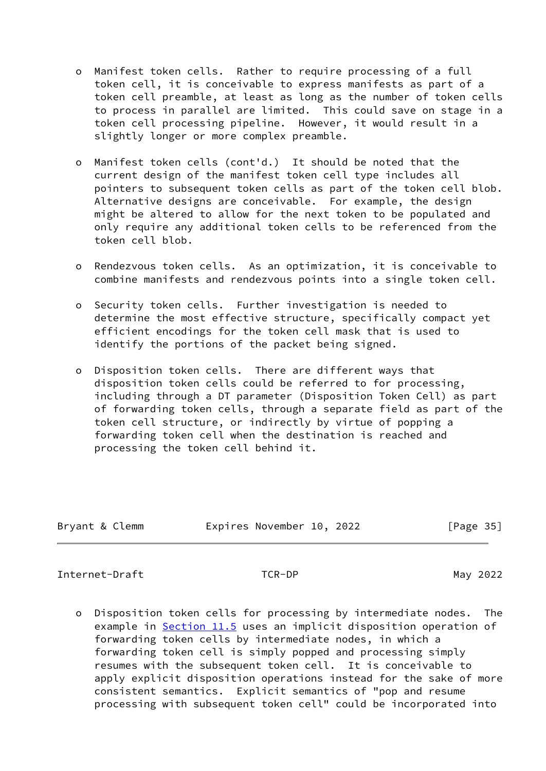- Manifest token cells. Rather to require processing of a full token cell, it is conceivable to express manifests as part of a token cell preamble, at least as long as the number of token cells to process in parallel are limited. This could save on stage in a token cell processing pipeline. However, it would result in a slightly longer or more complex preamble.

- Manifest token cells (cont'd.) It should be noted that the current design of the manifest token cell type includes all pointers to subsequent token cells as part of the token cell blob. Alternative designs are conceivable. For example, the design might be altered to allow for the next token to be populated and only require any additional token cells to be referenced from the token cell blob.

- Rendezvous token cells. As an optimization, it is conceivable to combine manifests and rendezvous points into a single token cell.

- Security token cells. Further investigation is needed to determine the most effective structure, specifically compact yet efficient encodings for the token cell mask that is used to identify the portions of the packet being signed.

- Disposition token cells. There are different ways that disposition token cells could be referred to for processing, including through a DT parameter (Disposition Token Cell) as part of forwarding token cells, through a separate field as part of the token cell structure, or indirectly by virtue of popping a forwarding token cell when the destination is reached and processing the token cell behind it.

- Disposition token cells for processing by intermediate nodes. The example in Section 11.5 uses an implicit disposition operation of forwarding token cells by intermediate nodes, in which a forwarding token cell is simply popped and processing simply resumes with the subsequent token cell. It is conceivable to apply explicit disposition operations instead for the sake of more consistent semantics. Explicit semantics of "pop and resume processing with subsequent token cell" could be incorporated into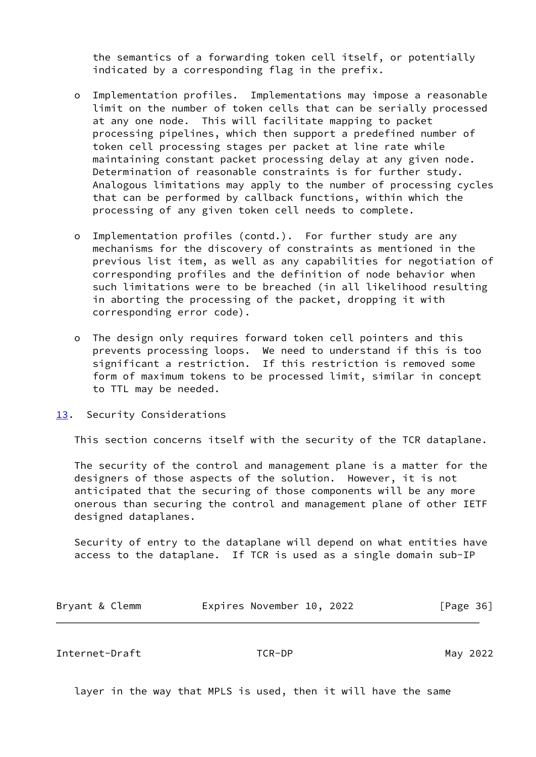the semantics of a forwarding token cell itself, or potentially indicated by a corresponding flag in the prefix.

- Implementation profiles. Implementations may impose a reasonable limit on the number of token cells that can be serially processed at any one node. This will facilitate mapping to packet processing pipelines, which then support a predefined number of token cell processing stages per packet at line rate while maintaining constant packet processing delay at any given node. Determination of reasonable constraints is for further study. Analogous limitations may apply to the number of processing cycles that can be performed by callback functions, within which the processing of any given token cell needs to complete.

- Implementation profiles (contd.). For further study are any mechanisms for the discovery of constraints as mentioned in the previous list item, as well as any capabilities for negotiation of corresponding profiles and the definition of node behavior when such limitations were to be breached (in all likelihood resulting in aborting the processing of the packet, dropping it with corresponding error code).

- The design only requires forward token cell pointers and this prevents processing loops. We need to understand if this is too significant a restriction. If this restriction is removed some form of maximum tokens to be processed limit, similar in concept to TTL may be needed.

## 13. Security Considerations

This section concerns itself with the security of the TCR dataplane.

The security of the control and management plane is a matter for the designers of those aspects of the solution. However, it is not anticipated that the securing of those components will be any more onerous than securing the control and management plane of other IETF designed dataplanes.

Security of entry to the dataplane will depend on what entities have access to the dataplane. If TCR is used as a single domain sub-IP layer in the way that MPLS is used, then it will have the same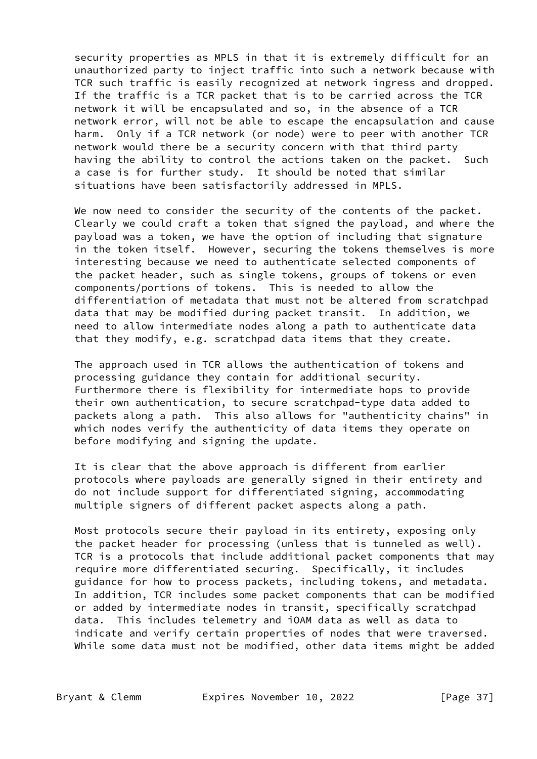security properties as MPLS in that it is extremely difficult for an unauthorized party to inject traffic into such a network because with TCR such traffic is easily recognized at network ingress and dropped. If the traffic is a TCR packet that is to be carried across the TCR network it will be encapsulated and so, in the absence of a TCR network error, will not be able to escape the encapsulation and cause harm. Only if a TCR network (or node) were to peer with another TCR network would there be a security concern with that third party having the ability to control the actions taken on the packet. Such a case is for further study. It should be noted that similar situations have been satisfactorily addressed in MPLS.

We now need to consider the security of the contents of the packet. Clearly we could craft a token that signed the payload, and where the payload was a token, we have the option of including that signature in the token itself. However, securing the tokens themselves is more interesting because we need to authenticate selected components of the packet header, such as single tokens, groups of tokens or even components/portions of tokens. This is needed to allow the differentiation of metadata that must not be altered from scratchpad data that may be modified during packet transit. In addition, we need to allow intermediate nodes along a path to authenticate data that they modify, e.g. scratchpad data items that they create.

The approach used in TCR allows the authentication of tokens and processing guidance they contain for additional security. Furthermore there is flexibility for intermediate hops to provide their own authentication, to secure scratchpad-type data added to packets along a path. This also allows for "authenticity chains" in which nodes verify the authenticity of data items they operate on before modifying and signing the update.

It is clear that the above approach is different from earlier protocols where payloads are generally signed in their entirety and do not include support for differentiated signing, accommodating multiple signers of different packet aspects along a path.

Most protocols secure their payload in its entirety, exposing only the packet header for processing (unless that is tunneled as well). TCR is a protocols that include additional packet components that may require more differentiated securing. Specifically, it includes guidance for how to process packets, including tokens, and metadata. In addition, TCR includes some packet components that can be modified or added by intermediate nodes in transit, specifically scratchpad data. This includes telemetry and iOAM data as well as data to indicate and verify certain properties of nodes that were traversed. While some data must not be modified, other data items might be added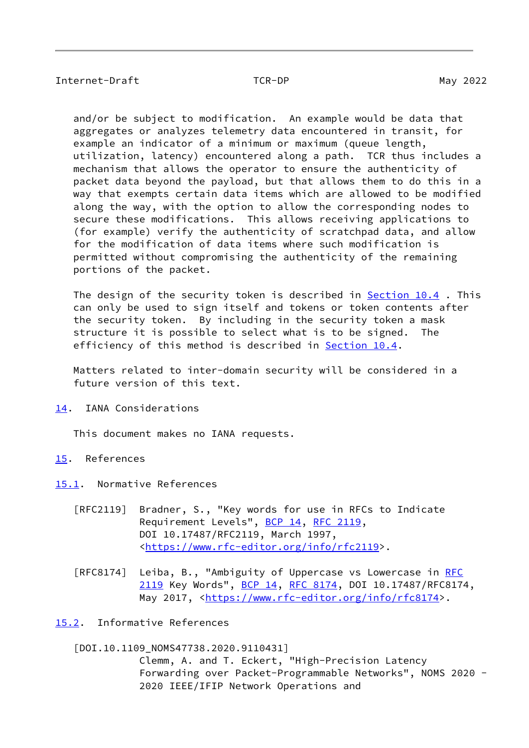and/or be subject to modification. An example would be data that aggregates or analyzes telemetry data encountered in transit, for example an indicator of a minimum or maximum (queue length, utilization, latency) encountered along a path. TCR thus includes a mechanism that allows the operator to ensure the authenticity of packet data beyond the payload, but that allows them to do this in a way that exempts certain data items which are allowed to be modified along the way, with the option to allow the corresponding nodes to secure these modifications. This allows receiving applications to (for example) verify the authenticity of scratchpad data, and allow for the modification of data items where such modification is permitted without compromising the authenticity of the remaining portions of the packet.

The design of the security token is described in Section 10.4 . This can only be used to sign itself and tokens or token contents after the security token. By including in the security token a mask structure it is possible to select what is to be signed. The efficiency of this method is described in Section 10.4.

Matters related to inter-domain security will be considered in a future version of this text.

## 14. IANA Considerations

This document makes no IANA requests.

## 15. References

### 15.1. Normative References

[RFC2119] Bradner, S., "Key words for use in RFCs to Indicate Requirement Levels", BCP 14, RFC 2119, DOI 10.17487/RFC2119, March 1997, <https://www.rfc-editor.org/info/rfc2119>.

[RFC8174] Leiba, B., "Ambiguity of Uppercase vs Lowercase in RFC 2119 Key Words", BCP 14, RFC 8174, DOI 10.17487/RFC8174, May 2017, <https://www.rfc-editor.org/info/rfc8174>.

### 15.2. Informative References

[DOI.10.1109_NOMS47738.2020.9110431]
Clemm, A. and T. Eckert, "High-Precision Latency Forwarding over Packet-Programmable Networks", NOMS 2020 - 2020 IEEE/IFIP Network Operations and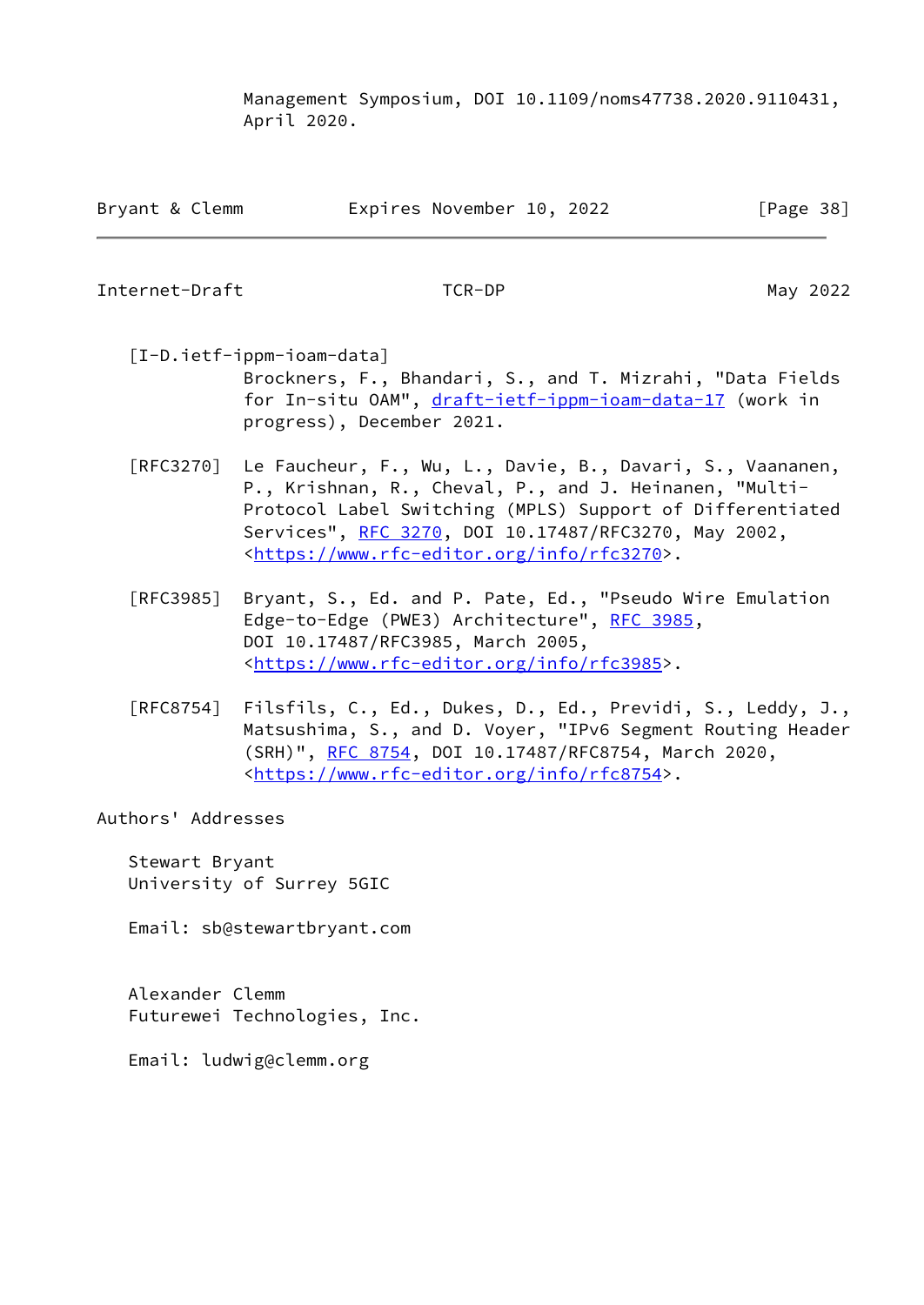Management Symposium, DOI 10.1109/noms47738.2020.9110431, April 2020.

[I-D.ietf-ippm-ioam-data]
Brockners, F., Bhandari, S., and T. Mizrahi, "Data Fields for In-situ OAM", draft-ietf-ippm-ioam-data-17 (work in progress), December 2021.

[RFC3270] Le Faucheur, F., Wu, L., Davie, B., Davari, S., Vaananen, P., Krishnan, R., Cheval, P., and J. Heinanen, "Multi-Protocol Label Switching (MPLS) Support of Differentiated Services", RFC 3270, DOI 10.17487/RFC3270, May 2002, <https://www.rfc-editor.org/info/rfc3270>.

[RFC3985] Bryant, S., Ed. and P. Pate, Ed., "Pseudo Wire Emulation Edge-to-Edge (PWE3) Architecture", RFC 3985, DOI 10.17487/RFC3985, March 2005, <https://www.rfc-editor.org/info/rfc3985>.

[RFC8754] Filsfils, C., Ed., Dukes, D., Ed., Previdi, S., Leddy, J., Matsushima, S., and D. Voyer, "IPv6 Segment Routing Header (SRH)", RFC 8754, DOI 10.17487/RFC8754, March 2020, <https://www.rfc-editor.org/info/rfc8754>.

## Authors' Addresses

Stewart Bryant
University of Surrey 5GIC

Email: sb@stewartbryant.com

Alexander Clemm
Futurewei Technologies, Inc.

Email: ludwig@clemm.org